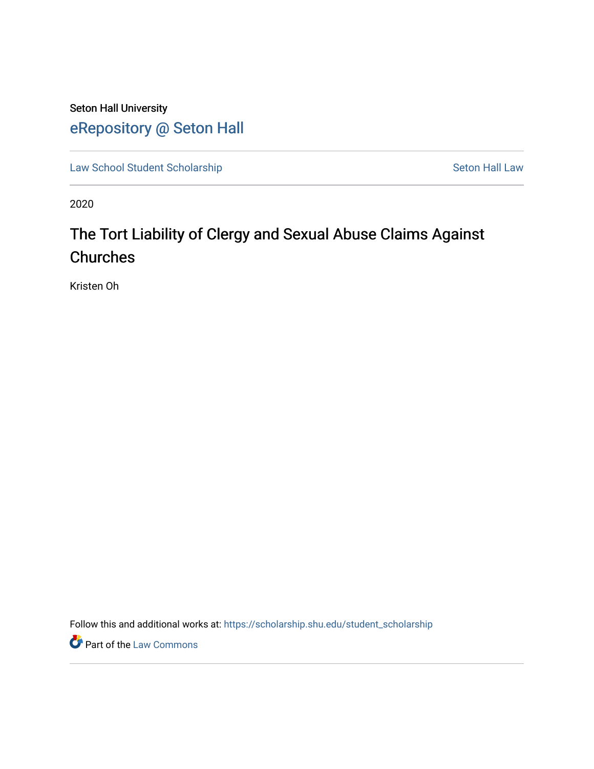Seton Hall University

# eRepository @ Seton Hall

Law School Student Scholarship | Seton Hall Law

2020

## The Tort Liability of Clergy and Sexual Abuse Claims Against Churches

Kristen Oh

Follow this and additional works at: https://scholarship.shu.edu/student_scholarship

Part of the Law Commons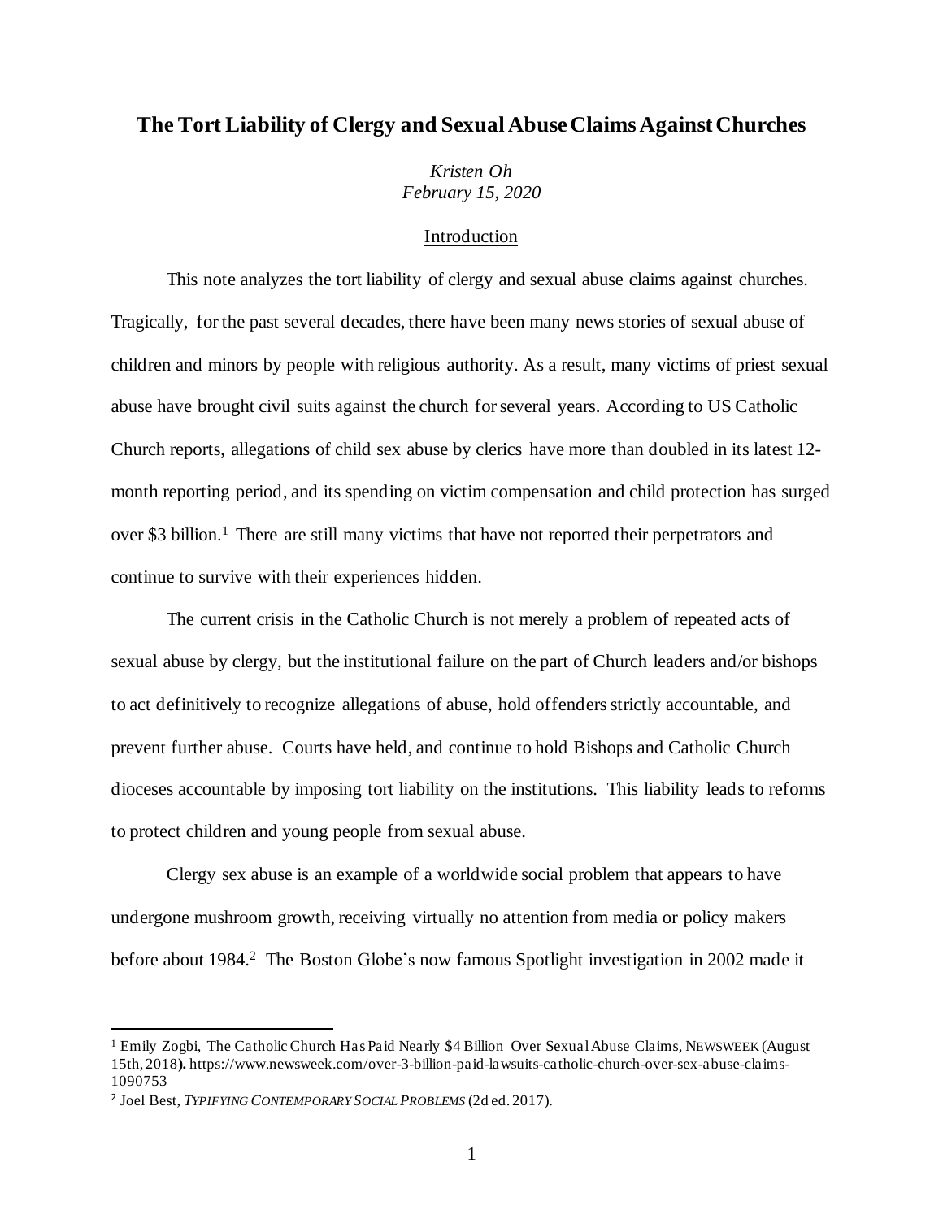# The Tort Liability of Clergy and Sexual Abuse Claims Against Churches

*Kristen Oh*
*February 15, 2020*

## Introduction

This note analyzes the tort liability of clergy and sexual abuse claims against churches. Tragically, for the past several decades, there have been many news stories of sexual abuse of children and minors by people with religious authority. As a result, many victims of priest sexual abuse have brought civil suits against the church for several years. According to US Catholic Church reports, allegations of child sex abuse by clerics have more than doubled in its latest 12-month reporting period, and its spending on victim compensation and child protection has surged over $3 billion.[1] There are still many victims that have not reported their perpetrators and continue to survive with their experiences hidden.

The current crisis in the Catholic Church is not merely a problem of repeated acts of sexual abuse by clergy, but the institutional failure on the part of Church leaders and/or bishops to act definitively to recognize allegations of abuse, hold offenders strictly accountable, and prevent further abuse. Courts have held, and continue to hold Bishops and Catholic Church dioceses accountable by imposing tort liability on the institutions. This liability leads to reforms to protect children and young people from sexual abuse.

Clergy sex abuse is an example of a worldwide social problem that appears to have undergone mushroom growth, receiving virtually no attention from media or policy makers before about 1984.[2] The Boston Globe's now famous Spotlight investigation in 2002 made it

---

[1] Emily Zogbi, The Catholic Church Has Paid Nearly $4 Billion Over Sexual Abuse Claims, NEWSWEEK (August 15th, 2018**).** https://www.newsweek.com/over-3-billion-paid-lawsuits-catholic-church-over-sex-abuse-claims-1090753

[2] Joel Best, *TYPIFYING CONTEMPORARY SOCIAL PROBLEMS* (2d ed. 2017).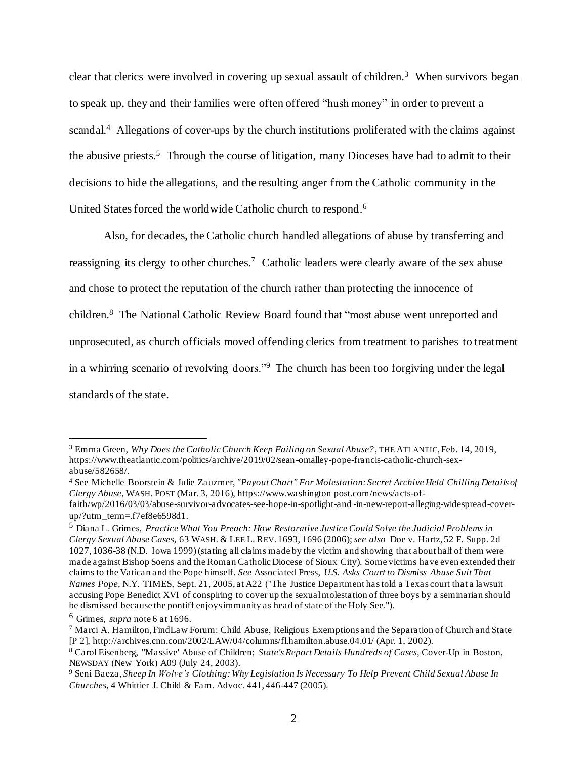clear that clerics were involved in covering up sexual assault of children.[3] When survivors began to speak up, they and their families were often offered "hush money" in order to prevent a scandal.[4] Allegations of cover-ups by the church institutions proliferated with the claims against the abusive priests.[5] Through the course of litigation, many Dioceses have had to admit to their decisions to hide the allegations, and the resulting anger from the Catholic community in the United States forced the worldwide Catholic church to respond.[6]

Also, for decades, the Catholic church handled allegations of abuse by transferring and reassigning its clergy to other churches.[7] Catholic leaders were clearly aware of the sex abuse and chose to protect the reputation of the church rather than protecting the innocence of children.[8] The National Catholic Review Board found that "most abuse went unreported and unprosecuted, as church officials moved offending clerics from treatment to parishes to treatment in a whirring scenario of revolving doors."[9] The church has been too forgiving under the legal standards of the state.

---

[3] Emma Green, *Why Does the Catholic Church Keep Failing on Sexual Abuse?*, THE ATLANTIC, Feb. 14, 2019, https://www.theatlantic.com/politics/archive/2019/02/sean-omalley-pope-francis-catholic-church-sex-abuse/582658/.

[4] See Michelle Boorstein & Julie Zauzmer, *"Payout Chart" For Molestation: Secret Archive Held Chilling Details of Clergy Abuse*, WASH. POST (Mar. 3, 2016), https://www.washington post.com/news/acts-of-faith/wp/2016/03/03/abuse-survivor-advocates-see-hope-in-spotlight-and-in-new-report-alleging-widespread-cover-up/?utm_term=.f7ef8e6598d1.

[5] Diana L. Grimes, *Practice What You Preach: How Restorative Justice Could Solve the Judicial Problems in Clergy Sexual Abuse Cases*, 63 WASH. & LEE L. REV. 1693, 1696 (2006); *see also* Doe v. Hartz, 52 F. Supp. 2d 1027, 1036-38 (N.D. Iowa 1999) (stating all claims made by the victim and showing that about half of them were made against Bishop Soens and the Roman Catholic Diocese of Sioux City). Some victims have even extended their claims to the Vatican and the Pope himself. *See* Associated Press, *U.S. Asks Court to Dismiss Abuse Suit That Names Pope*, N.Y. TIMES, Sept. 21, 2005, at A22 ("The Justice Department has told a Texas court that a lawsuit accusing Pope Benedict XVI of conspiring to cover up the sexual molestation of three boys by a seminarian should be dismissed because the pontiff enjoys immunity as head of state of the Holy See.").

[6] Grimes, *supra* note 6 at 1696.

[7] Marci A. Hamilton, FindLaw Forum: Child Abuse, Religious Exemptions and the Separation of Church and State [P 2], http://archives.cnn.com/2002/LAW/04/columns/fl.hamilton.abuse.04.01/ (Apr. 1, 2002).

[8] Carol Eisenberg, "Massive' Abuse of Children; *State's Report Details Hundreds of Cases*, Cover-Up in Boston, NEWSDAY (New York) A09 (July 24, 2003).

[9] Seni Baeza, *Sheep In Wolve's Clothing: Why Legislation Is Necessary To Help Prevent Child Sexual Abuse In Churches*, 4 Whittier J. Child & Fam. Advoc. 441, 446-447 (2005).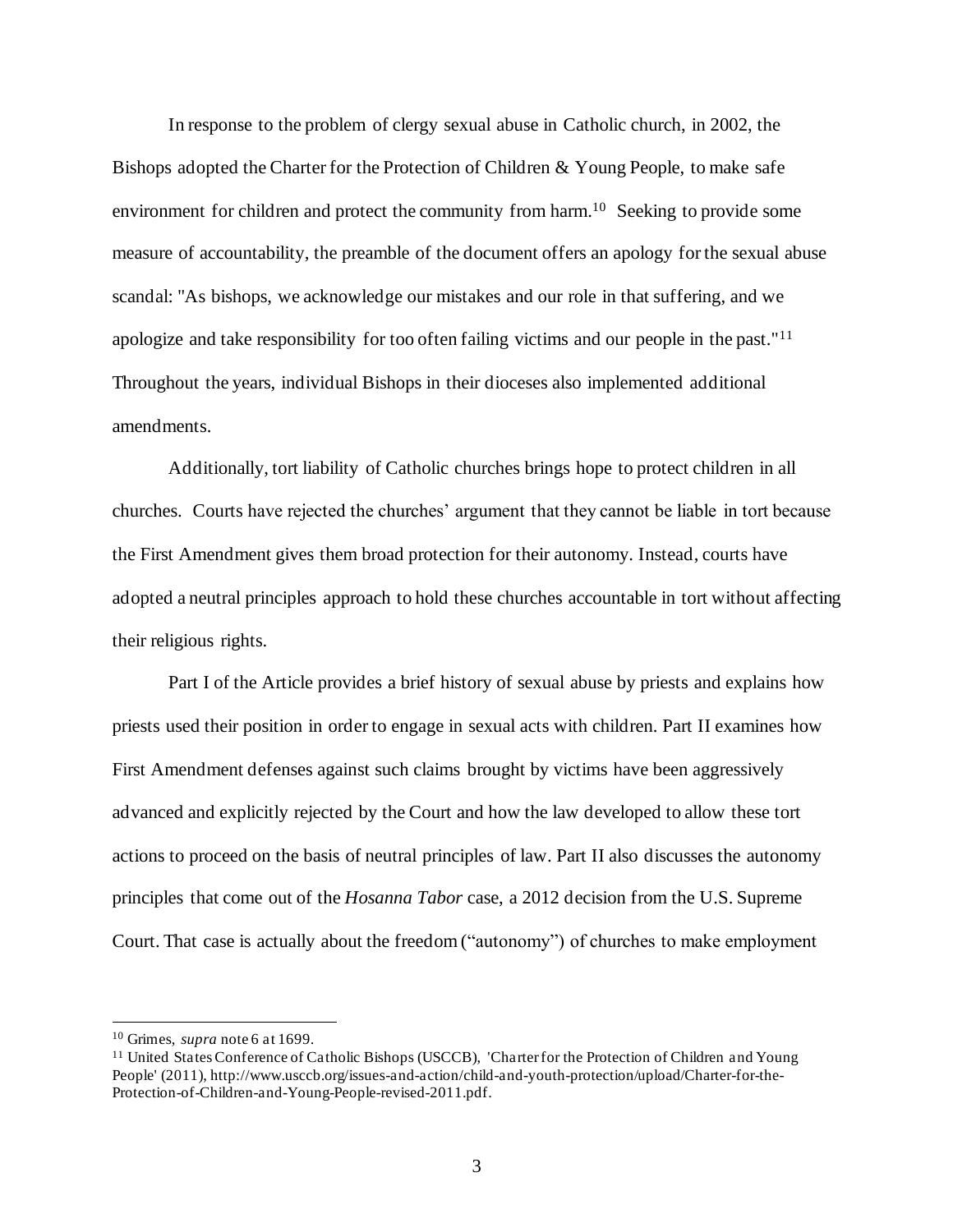In response to the problem of clergy sexual abuse in Catholic church, in 2002, the Bishops adopted the Charter for the Protection of Children & Young People, to make safe environment for children and protect the community from harm.[10] Seeking to provide some measure of accountability, the preamble of the document offers an apology for the sexual abuse scandal: "As bishops, we acknowledge our mistakes and our role in that suffering, and we apologize and take responsibility for too often failing victims and our people in the past."[11] Throughout the years, individual Bishops in their dioceses also implemented additional amendments.

Additionally, tort liability of Catholic churches brings hope to protect children in all churches. Courts have rejected the churches' argument that they cannot be liable in tort because the First Amendment gives them broad protection for their autonomy. Instead, courts have adopted a neutral principles approach to hold these churches accountable in tort without affecting their religious rights.

Part I of the Article provides a brief history of sexual abuse by priests and explains how priests used their position in order to engage in sexual acts with children. Part II examines how First Amendment defenses against such claims brought by victims have been aggressively advanced and explicitly rejected by the Court and how the law developed to allow these tort actions to proceed on the basis of neutral principles of law. Part II also discusses the autonomy principles that come out of the *Hosanna Tabor* case, a 2012 decision from the U.S. Supreme Court. That case is actually about the freedom ("autonomy") of churches to make employment

---

[10] Grimes, *supra* note 6 at 1699.

[11] United States Conference of Catholic Bishops (USCCB), 'Charter for the Protection of Children and Young People' (2011), http://www.usccb.org/issues-and-action/child-and-youth-protection/upload/Charter-for-the-Protection-of-Children-and-Young-People-revised-2011.pdf.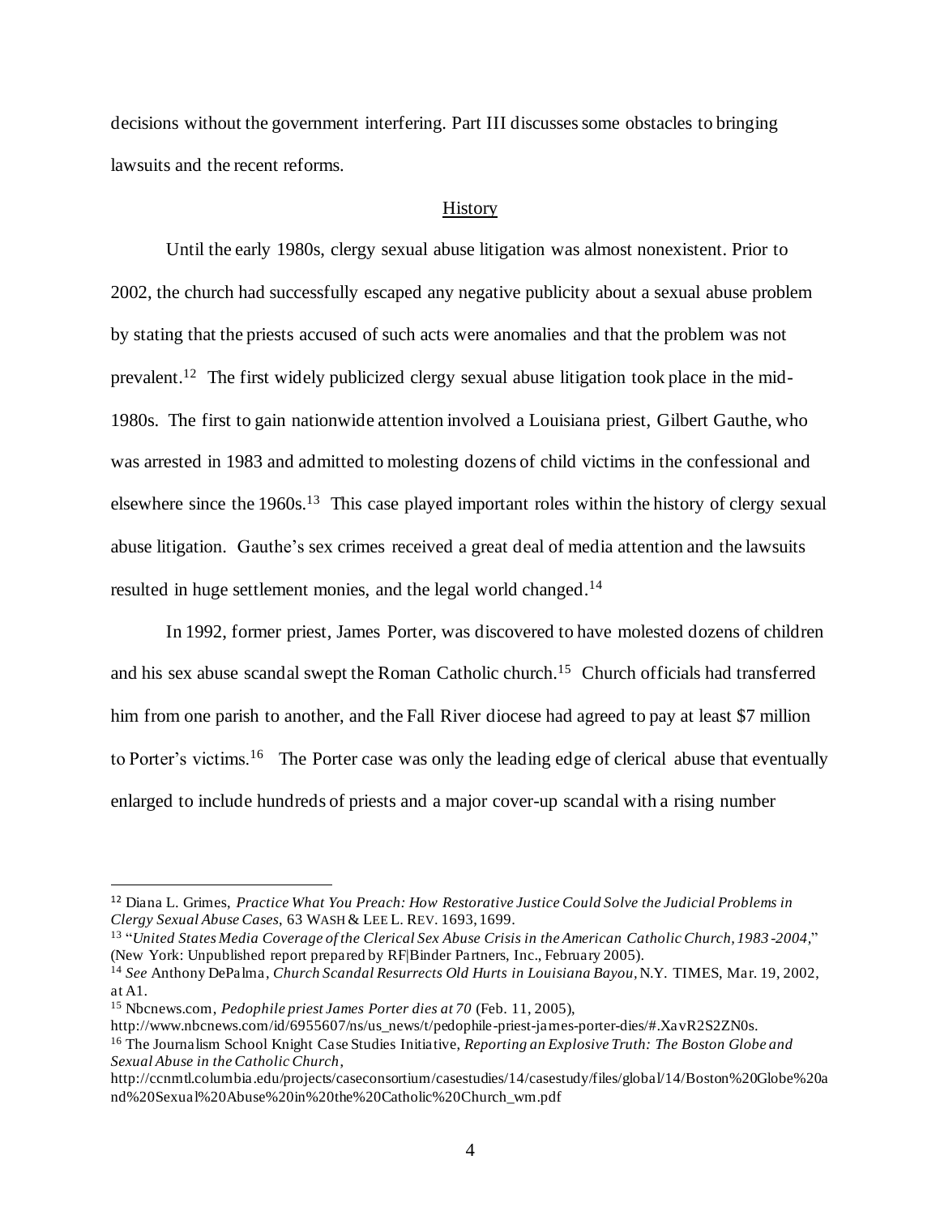decisions without the government interfering. Part III discusses some obstacles to bringing lawsuits and the recent reforms.

## History

Until the early 1980s, clergy sexual abuse litigation was almost nonexistent. Prior to 2002, the church had successfully escaped any negative publicity about a sexual abuse problem by stating that the priests accused of such acts were anomalies and that the problem was not prevalent.[12] The first widely publicized clergy sexual abuse litigation took place in the mid-1980s. The first to gain nationwide attention involved a Louisiana priest, Gilbert Gauthe, who was arrested in 1983 and admitted to molesting dozens of child victims in the confessional and elsewhere since the 1960s.[13] This case played important roles within the history of clergy sexual abuse litigation. Gauthe's sex crimes received a great deal of media attention and the lawsuits resulted in huge settlement monies, and the legal world changed.[14]

In 1992, former priest, James Porter, was discovered to have molested dozens of children and his sex abuse scandal swept the Roman Catholic church.[15] Church officials had transferred him from one parish to another, and the Fall River diocese had agreed to pay at least $7 million to Porter's victims.[16] The Porter case was only the leading edge of clerical abuse that eventually enlarged to include hundreds of priests and a major cover-up scandal with a rising number

---

[12] Diana L. Grimes, *Practice What You Preach: How Restorative Justice Could Solve the Judicial Problems in Clergy Sexual Abuse Cases*, 63 WASH & LEE L. REV. 1693, 1699.

[13] "*United States Media Coverage of the Clerical Sex Abuse Crisis in the American Catholic Church, 1983-2004,*" (New York: Unpublished report prepared by RF|Binder Partners, Inc., February 2005).

[14] *See* Anthony DePalma, *Church Scandal Resurrects Old Hurts in Louisiana Bayou*, N.Y. TIMES, Mar. 19, 2002, at A1.

[15] Nbcnews.com, *Pedophile priest James Porter dies at 70* (Feb. 11, 2005), http://www.nbcnews.com/id/6955607/ns/us_news/t/pedophile-priest-james-porter-dies/#.XavR2S2ZN0s.

[16] The Journalism School Knight Case Studies Initiative, *Reporting an Explosive Truth: The Boston Globe and Sexual Abuse in the Catholic Church*, http://ccnmtl.columbia.edu/projects/caseconsortium/casestudies/14/casestudy/files/global/14/Boston%20Globe%20and%20Sexual%20Abuse%20in%20the%20Catholic%20Church_wm.pdf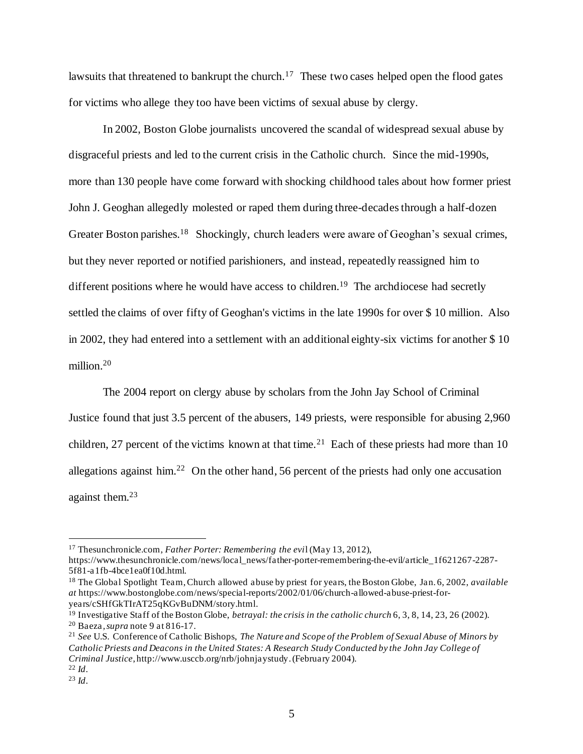lawsuits that threatened to bankrupt the church.[17] These two cases helped open the flood gates for victims who allege they too have been victims of sexual abuse by clergy.

In 2002, Boston Globe journalists uncovered the scandal of widespread sexual abuse by disgraceful priests and led to the current crisis in the Catholic church. Since the mid-1990s, more than 130 people have come forward with shocking childhood tales about how former priest John J. Geoghan allegedly molested or raped them during three-decades through a half-dozen Greater Boston parishes.[18] Shockingly, church leaders were aware of Geoghan's sexual crimes, but they never reported or notified parishioners, and instead, repeatedly reassigned him to different positions where he would have access to children.[19] The archdiocese had secretly settled the claims of over fifty of Geoghan's victims in the late 1990s for over $ 10 million. Also in 2002, they had entered into a settlement with an additional eighty-six victims for another $ 10 million.[20]

The 2004 report on clergy abuse by scholars from the John Jay School of Criminal Justice found that just 3.5 percent of the abusers, 149 priests, were responsible for abusing 2,960 children, 27 percent of the victims known at that time.[21] Each of these priests had more than 10 allegations against him.[22] On the other hand, 56 percent of the priests had only one accusation against them.[23]

---

[17] Thesunchronicle.com, *Father Porter: Remembering the evil* (May 13, 2012), https://www.thesunchronicle.com/news/local_news/father-porter-remembering-the-evil/article_1f621267-2287-5f81-a1fb-4bce1ea0f10d.html.

[18] The Global Spotlight Team, Church allowed abuse by priest for years, the Boston Globe, Jan. 6, 2002, *available at* https://www.bostonglobe.com/news/special-reports/2002/01/06/church-allowed-abuse-priest-for-years/cSHfGkTIrAT25qKGvBuDNM/story.html.

[19] Investigative Staff of the Boston Globe, *betrayal: the crisis in the catholic church* 6, 3, 8, 14, 23, 26 (2002).

[20] Baeza, *supra* note 9 at 816-17.

[21] *See* U.S. Conference of Catholic Bishops, *The Nature and Scope of the Problem of Sexual Abuse of Minors by Catholic Priests and Deacons in the United States: A Research Study Conducted by the John Jay College of Criminal Justice*, http://www.usccb.org/nrb/johnjaystudy. (February 2004).

[22] *Id*.

[23] *Id*.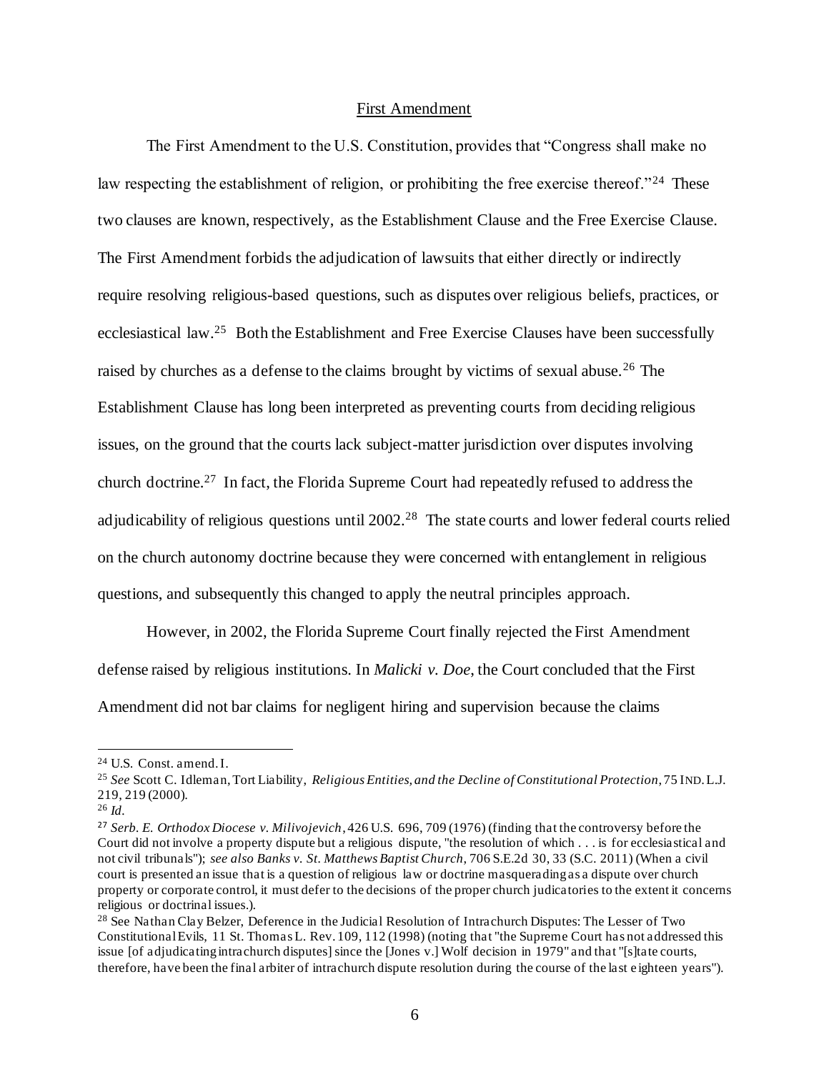First Amendment

The First Amendment to the U.S. Constitution, provides that "Congress shall make no law respecting the establishment of religion, or prohibiting the free exercise thereof."[24] These two clauses are known, respectively, as the Establishment Clause and the Free Exercise Clause. The First Amendment forbids the adjudication of lawsuits that either directly or indirectly require resolving religious-based questions, such as disputes over religious beliefs, practices, or ecclesiastical law.[25] Both the Establishment and Free Exercise Clauses have been successfully raised by churches as a defense to the claims brought by victims of sexual abuse.[26] The Establishment Clause has long been interpreted as preventing courts from deciding religious issues, on the ground that the courts lack subject-matter jurisdiction over disputes involving church doctrine.[27] In fact, the Florida Supreme Court had repeatedly refused to address the adjudicability of religious questions until 2002.[28] The state courts and lower federal courts relied on the church autonomy doctrine because they were concerned with entanglement in religious questions, and subsequently this changed to apply the neutral principles approach.

However, in 2002, the Florida Supreme Court finally rejected the First Amendment defense raised by religious institutions. In *Malicki v. Doe*, the Court concluded that the First Amendment did not bar claims for negligent hiring and supervision because the claims

---

[24] U.S. Const. amend. I.

[25] *See* Scott C. Idleman, Tort Liability, *Religious Entities, and the Decline of Constitutional Protection*, 75 IND. L.J. 219, 219 (2000).

[26] *Id.*

[27] *Serb. E. Orthodox Diocese v. Milivojevich*, 426 U.S. 696, 709 (1976) (finding that the controversy before the Court did not involve a property dispute but a religious dispute, "the resolution of which . . . is for ecclesiastical and not civil tribunals"); *see also Banks v. St. Matthews Baptist Church*, 706 S.E.2d 30, 33 (S.C. 2011) (When a civil court is presented an issue that is a question of religious law or doctrine masquerading as a dispute over church property or corporate control, it must defer to the decisions of the proper church judicatories to the extent it concerns religious or doctrinal issues.).

[28] See Nathan Clay Belzer, Deference in the Judicial Resolution of Intrachurch Disputes: The Lesser of Two Constitutional Evils, 11 St. Thomas L. Rev. 109, 112 (1998) (noting that "the Supreme Court has not addressed this issue [of adjudicating intrachurch disputes] since the [Jones v.] Wolf decision in 1979" and that "[s]tate courts, therefore, have been the final arbiter of intrachurch dispute resolution during the course of the last eighteen years").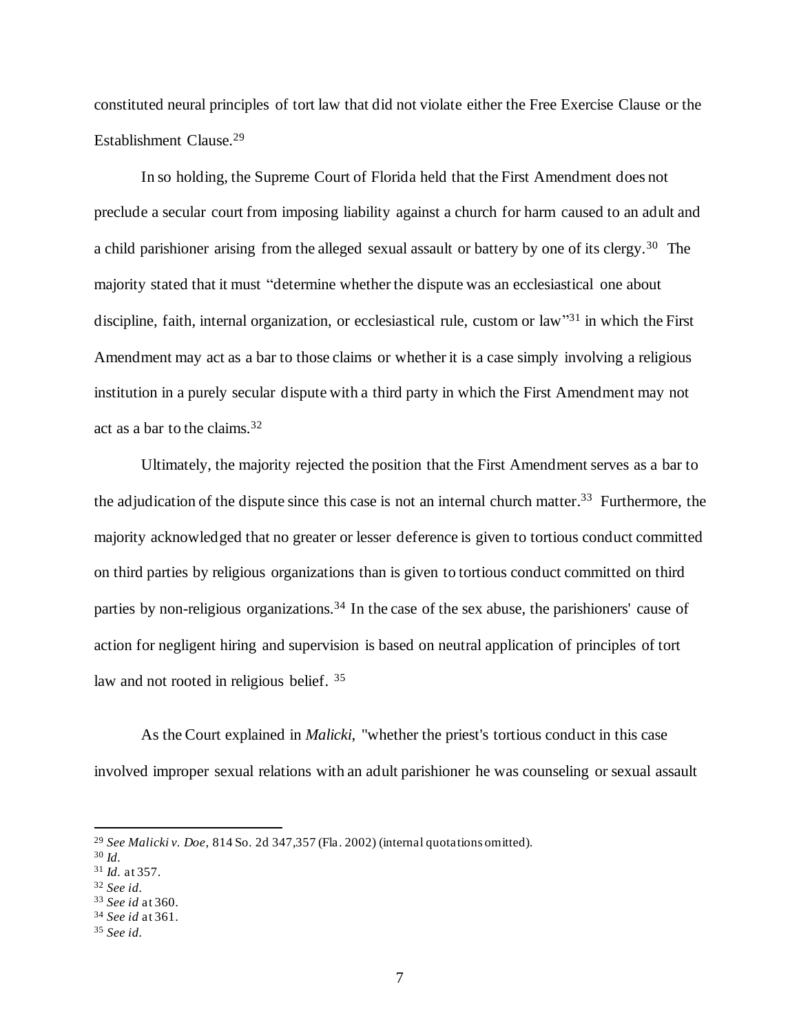constituted neural principles of tort law that did not violate either the Free Exercise Clause or the Establishment Clause.[29]

In so holding, the Supreme Court of Florida held that the First Amendment does not preclude a secular court from imposing liability against a church for harm caused to an adult and a child parishioner arising from the alleged sexual assault or battery by one of its clergy.[30] The majority stated that it must "determine whether the dispute was an ecclesiastical one about discipline, faith, internal organization, or ecclesiastical rule, custom or law"[31] in which the First Amendment may act as a bar to those claims or whether it is a case simply involving a religious institution in a purely secular dispute with a third party in which the First Amendment may not act as a bar to the claims.[32]

Ultimately, the majority rejected the position that the First Amendment serves as a bar to the adjudication of the dispute since this case is not an internal church matter.[33] Furthermore, the majority acknowledged that no greater or lesser deference is given to tortious conduct committed on third parties by religious organizations than is given to tortious conduct committed on third parties by non-religious organizations.[34] In the case of the sex abuse, the parishioners' cause of action for negligent hiring and supervision is based on neutral application of principles of tort law and not rooted in religious belief. [35]

As the Court explained in *Malicki*, "whether the priest's tortious conduct in this case involved improper sexual relations with an adult parishioner he was counseling or sexual assault

---

[29] *See Malicki v. Doe*, 814 So. 2d 347,357 (Fla. 2002) (internal quotations omitted).

[30] *Id.*

[31] *Id.* at 357.

[32] *See id.*

[33] *See id* at 360.

[34] *See id* at 361.

[35] *See id.*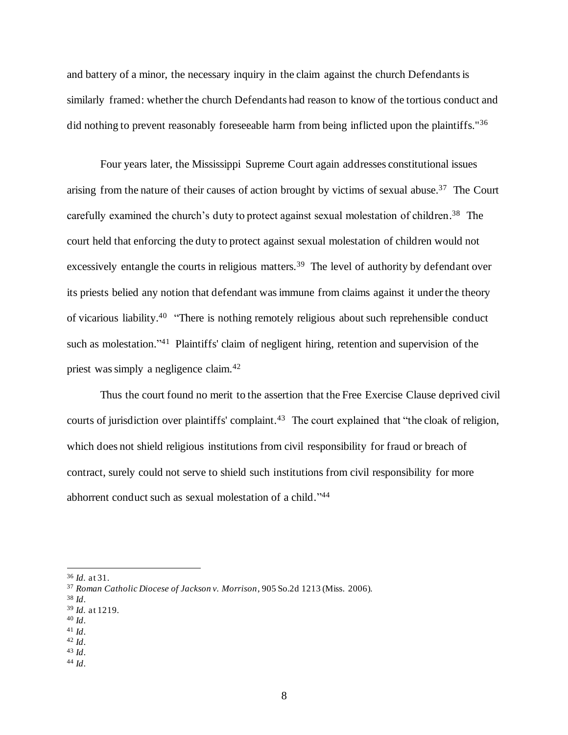and battery of a minor, the necessary inquiry in the claim against the church Defendants is similarly framed: whether the church Defendants had reason to know of the tortious conduct and did nothing to prevent reasonably foreseeable harm from being inflicted upon the plaintiffs."[36]

Four years later, the Mississippi Supreme Court again addresses constitutional issues arising from the nature of their causes of action brought by victims of sexual abuse.[37] The Court carefully examined the church's duty to protect against sexual molestation of children.[38] The court held that enforcing the duty to protect against sexual molestation of children would not excessively entangle the courts in religious matters.[39] The level of authority by defendant over its priests belied any notion that defendant was immune from claims against it under the theory of vicarious liability.[40] "There is nothing remotely religious about such reprehensible conduct such as molestation."[41] Plaintiffs' claim of negligent hiring, retention and supervision of the priest was simply a negligence claim.[42]

Thus the court found no merit to the assertion that the Free Exercise Clause deprived civil courts of jurisdiction over plaintiffs' complaint.[43] The court explained that "the cloak of religion, which does not shield religious institutions from civil responsibility for fraud or breach of contract, surely could not serve to shield such institutions from civil responsibility for more abhorrent conduct such as sexual molestation of a child."[44]

---

[36] *Id.* at 31.

[37] *Roman Catholic Diocese of Jackson v. Morrison*, 905 So.2d 1213 (Miss. 2006).

[38] *Id*.

[39] *Id.* at 1219.

[40] *Id*.

[41] *Id*.

[42] *Id*.

[43] *Id*.

[44] *Id*.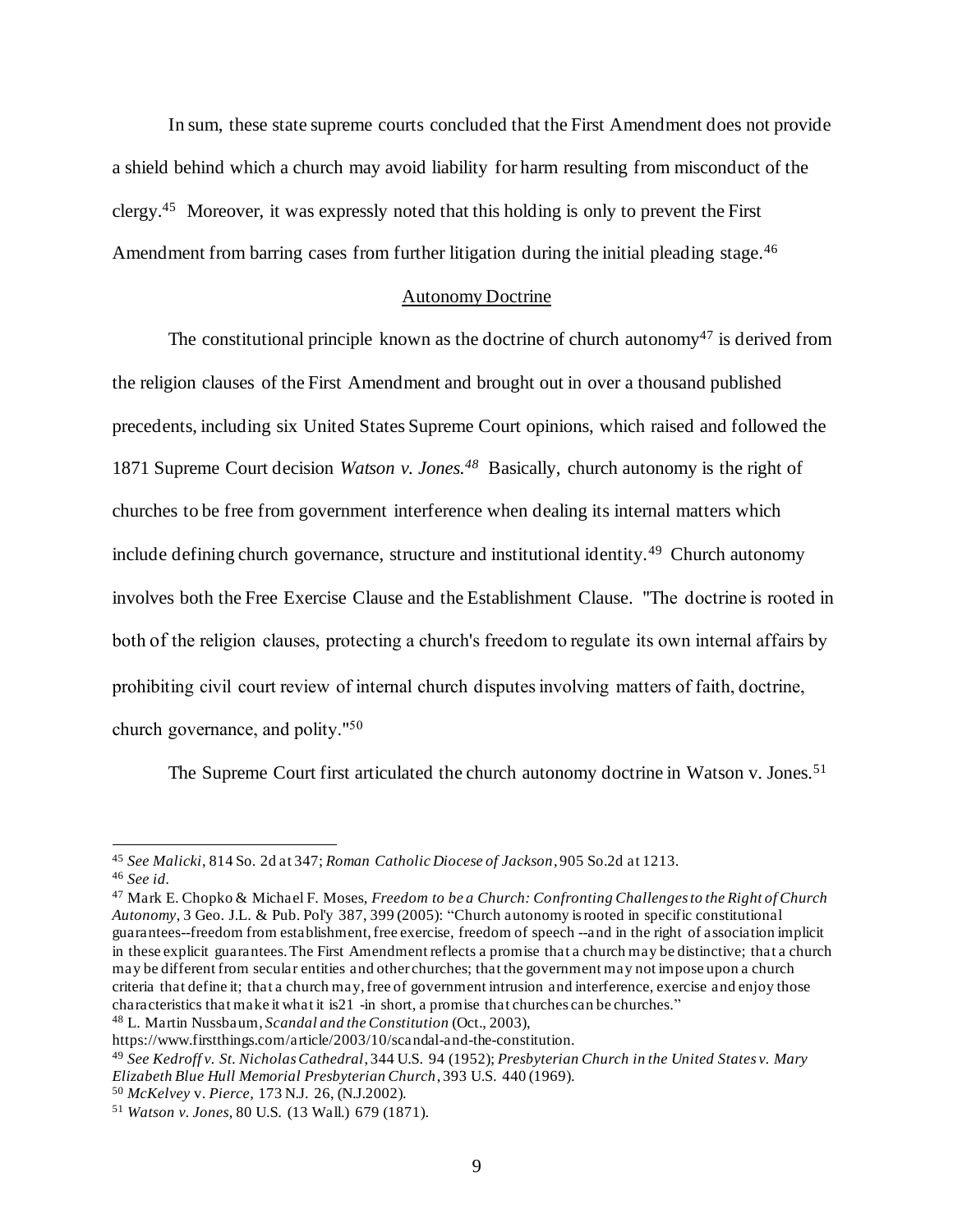In sum, these state supreme courts concluded that the First Amendment does not provide a shield behind which a church may avoid liability for harm resulting from misconduct of the clergy.[45] Moreover, it was expressly noted that this holding is only to prevent the First Amendment from barring cases from further litigation during the initial pleading stage.[46]

<u>Autonomy Doctrine</u>

The constitutional principle known as the doctrine of church autonomy[47] is derived from the religion clauses of the First Amendment and brought out in over a thousand published precedents, including six United States Supreme Court opinions, which raised and followed the 1871 Supreme Court decision *Watson v. Jones.*[48] Basically, church autonomy is the right of churches to be free from government interference when dealing its internal matters which include defining church governance, structure and institutional identity.[49] Church autonomy involves both the Free Exercise Clause and the Establishment Clause. "The doctrine is rooted in both of the religion clauses, protecting a church's freedom to regulate its own internal affairs by prohibiting civil court review of internal church disputes involving matters of faith, doctrine, church governance, and polity."[50]

The Supreme Court first articulated the church autonomy doctrine in Watson v. Jones.[51]

---

[45] *See Malicki*, 814 So. 2d at 347; *Roman Catholic Diocese of Jackson*, 905 So.2d at 1213.

[46] *See id*.

[47] Mark E. Chopko & Michael F. Moses, *Freedom to be a Church: Confronting Challenges to the Right of Church Autonomy*, 3 Geo. J.L. & Pub. Pol'y 387, 399 (2005): "Church autonomy is rooted in specific constitutional guarantees--freedom from establishment, free exercise, freedom of speech --and in the right of association implicit in these explicit guarantees. The First Amendment reflects a promise that a church may be distinctive; that a church may be different from secular entities and other churches; that the government may not impose upon a church criteria that define it; that a church may, free of government intrusion and interference, exercise and enjoy those characteristics that make it what it is21 -in short, a promise that churches can be churches."

[48] L. Martin Nussbaum, *Scandal and the Constitution* (Oct., 2003), https://www.firstthings.com/article/2003/10/scandal-and-the-constitution.

[49] *See Kedroff v. St. Nicholas Cathedral*, 344 U.S. 94 (1952); *Presbyterian Church in the United States v. Mary Elizabeth Blue Hull Memorial Presbyterian Church*, 393 U.S. 440 (1969).

[50] *McKelvey* v. *Pierce,* 173 N.J. 26, (N.J.2002).

[51] *Watson v. Jones*, 80 U.S. (13 Wall.) 679 (1871).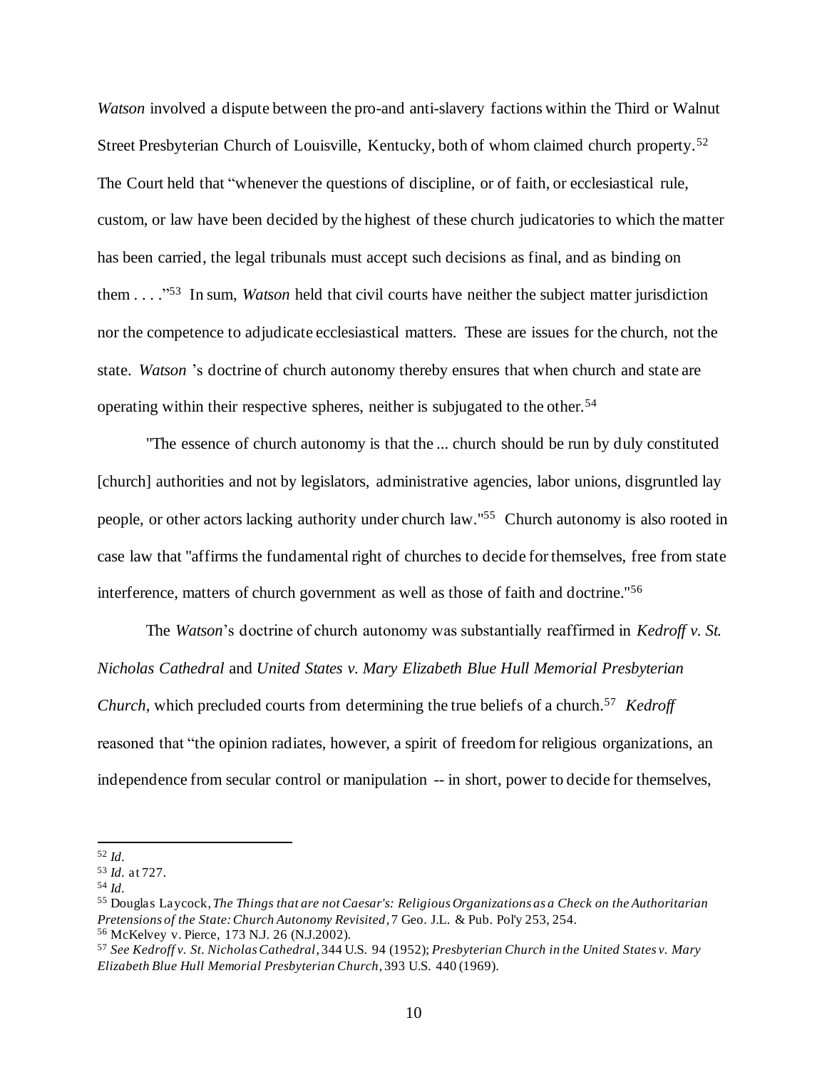*Watson* involved a dispute between the pro-and anti-slavery factions within the Third or Walnut Street Presbyterian Church of Louisville, Kentucky, both of whom claimed church property.[52] The Court held that "whenever the questions of discipline, or of faith, or ecclesiastical rule, custom, or law have been decided by the highest of these church judicatories to which the matter has been carried, the legal tribunals must accept such decisions as final, and as binding on them . . . ."[53] In sum, *Watson* held that civil courts have neither the subject matter jurisdiction nor the competence to adjudicate ecclesiastical matters. These are issues for the church, not the state. *Watson* 's doctrine of church autonomy thereby ensures that when church and state are operating within their respective spheres, neither is subjugated to the other.[54]

"The essence of church autonomy is that the ... church should be run by duly constituted [church] authorities and not by legislators, administrative agencies, labor unions, disgruntled lay people, or other actors lacking authority under church law."[55] Church autonomy is also rooted in case law that "affirms the fundamental right of churches to decide for themselves, free from state interference, matters of church government as well as those of faith and doctrine."[56]

The *Watson*'s doctrine of church autonomy was substantially reaffirmed in *Kedroff v. St. Nicholas Cathedral* and *United States v. Mary Elizabeth Blue Hull Memorial Presbyterian Church*, which precluded courts from determining the true beliefs of a church.[57] *Kedroff* reasoned that "the opinion radiates, however, a spirit of freedom for religious organizations, an independence from secular control or manipulation -- in short, power to decide for themselves,

---

[52] *Id.*

[53] *Id.* at 727.

[54] *Id.*

[55] Douglas Laycock, *The Things that are not Caesar's: Religious Organizations as a Check on the Authoritarian Pretensions of the State: Church Autonomy Revisited*, 7 Geo. J.L. & Pub. Pol'y 253, 254.

[56] McKelvey v. Pierce, 173 N.J. 26 (N.J.2002).

[57] *See Kedroff v. St. Nicholas Cathedral*, 344 U.S. 94 (1952); *Presbyterian Church in the United States v. Mary Elizabeth Blue Hull Memorial Presbyterian Church*, 393 U.S. 440 (1969).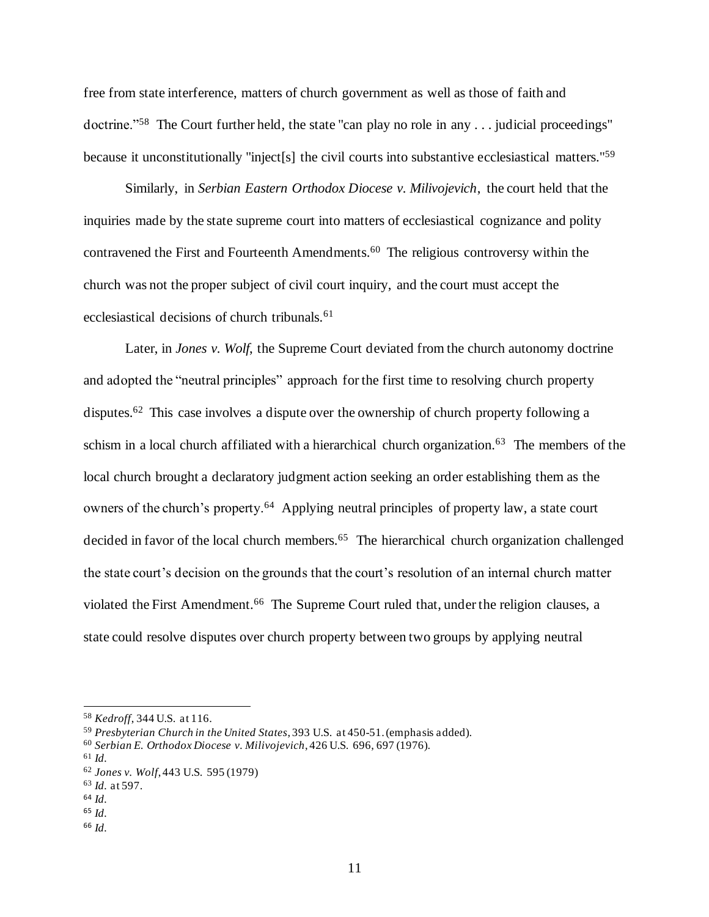free from state interference, matters of church government as well as those of faith and doctrine."[58] The Court further held, the state "can play no role in any . . . judicial proceedings" because it unconstitutionally "inject[s] the civil courts into substantive ecclesiastical matters."[59]

Similarly, in *Serbian Eastern Orthodox Diocese v. Milivojevich*, the court held that the inquiries made by the state supreme court into matters of ecclesiastical cognizance and polity contravened the First and Fourteenth Amendments.[60] The religious controversy within the church was not the proper subject of civil court inquiry, and the court must accept the ecclesiastical decisions of church tribunals.[61]

Later, in *Jones v. Wolf*, the Supreme Court deviated from the church autonomy doctrine and adopted the "neutral principles" approach for the first time to resolving church property disputes.[62] This case involves a dispute over the ownership of church property following a schism in a local church affiliated with a hierarchical church organization.[63] The members of the local church brought a declaratory judgment action seeking an order establishing them as the owners of the church's property.[64] Applying neutral principles of property law, a state court decided in favor of the local church members.[65] The hierarchical church organization challenged the state court's decision on the grounds that the court's resolution of an internal church matter violated the First Amendment.[66] The Supreme Court ruled that, under the religion clauses, a state could resolve disputes over church property between two groups by applying neutral

---

[58] *Kedroff*, 344 U.S. at 116.

[59] *Presbyterian Church in the United States*, 393 U.S. at 450-51. (emphasis added).

[60] *Serbian E. Orthodox Diocese v. Milivojevich*, 426 U.S. 696, 697 (1976).

[61] *Id.*

[62] *Jones v. Wolf*, 443 U.S. 595 (1979)

[63] *Id.* at 597.

[64] *Id.*

[65] *Id.*

[66] *Id.*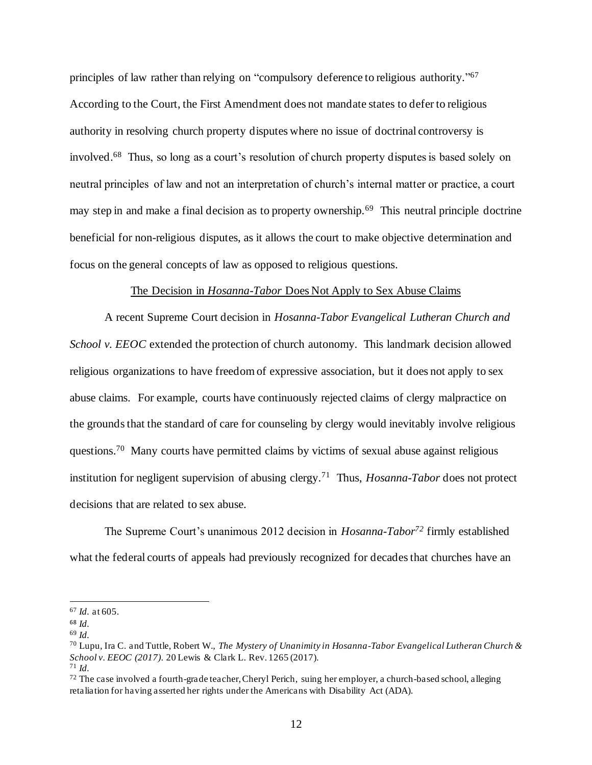principles of law rather than relying on "compulsory deference to religious authority."[67] According to the Court, the First Amendment does not mandate states to defer to religious authority in resolving church property disputes where no issue of doctrinal controversy is involved.[68] Thus, so long as a court's resolution of church property disputes is based solely on neutral principles of law and not an interpretation of church's internal matter or practice, a court may step in and make a final decision as to property ownership.[69] This neutral principle doctrine beneficial for non-religious disputes, as it allows the court to make objective determination and focus on the general concepts of law as opposed to religious questions.

## The Decision in *Hosanna-Tabor* Does Not Apply to Sex Abuse Claims

A recent Supreme Court decision in *Hosanna-Tabor Evangelical Lutheran Church and School v. EEOC* extended the protection of church autonomy. This landmark decision allowed religious organizations to have freedom of expressive association, but it does not apply to sex abuse claims. For example, courts have continuously rejected claims of clergy malpractice on the grounds that the standard of care for counseling by clergy would inevitably involve religious questions.[70] Many courts have permitted claims by victims of sexual abuse against religious institution for negligent supervision of abusing clergy.[71] Thus, *Hosanna-Tabor* does not protect decisions that are related to sex abuse.

The Supreme Court's unanimous 2012 decision in *Hosanna-Tabor*[72] firmly established what the federal courts of appeals had previously recognized for decades that churches have an

---

[67] *Id.* at 605.

[68] *Id.*

[69] *Id.*

[70] Lupu, Ira C. and Tuttle, Robert W., *The Mystery of Unanimity in Hosanna-Tabor Evangelical Lutheran Church & School v. EEOC (2017).* 20 Lewis & Clark L. Rev. 1265 (2017).

[71] *Id.*

[72] The case involved a fourth-grade teacher, Cheryl Perich, suing her employer, a church-based school, alleging retaliation for having asserted her rights under the Americans with Disability Act (ADA).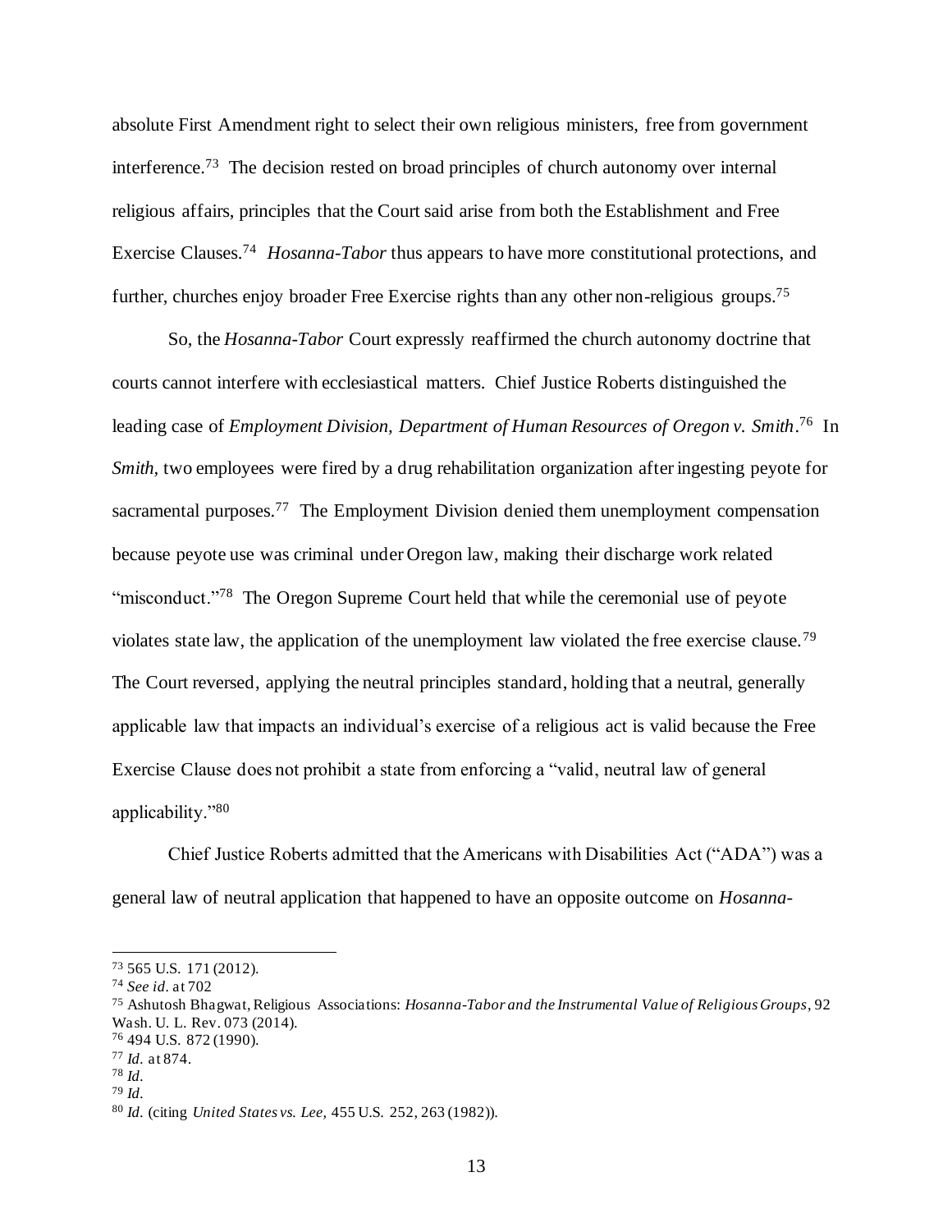absolute First Amendment right to select their own religious ministers, free from government interference.[73] The decision rested on broad principles of church autonomy over internal religious affairs, principles that the Court said arise from both the Establishment and Free Exercise Clauses.[74] *Hosanna-Tabor* thus appears to have more constitutional protections, and further, churches enjoy broader Free Exercise rights than any other non-religious groups.[75]

So, the *Hosanna-Tabor* Court expressly reaffirmed the church autonomy doctrine that courts cannot interfere with ecclesiastical matters. Chief Justice Roberts distinguished the leading case of *Employment Division, Department of Human Resources of Oregon v. Smith*.[76] In *Smith*, two employees were fired by a drug rehabilitation organization after ingesting peyote for sacramental purposes.[77] The Employment Division denied them unemployment compensation because peyote use was criminal under Oregon law, making their discharge work related "misconduct."[78] The Oregon Supreme Court held that while the ceremonial use of peyote violates state law, the application of the unemployment law violated the free exercise clause.[79] The Court reversed, applying the neutral principles standard, holding that a neutral, generally applicable law that impacts an individual's exercise of a religious act is valid because the Free Exercise Clause does not prohibit a state from enforcing a "valid, neutral law of general applicability."[80]

Chief Justice Roberts admitted that the Americans with Disabilities Act ("ADA") was a general law of neutral application that happened to have an opposite outcome on *Hosanna-*

---

[73] 565 U.S. 171 (2012).

[74] *See id.* at 702

[75] Ashutosh Bhagwat, Religious Associations: *Hosanna-Tabor and the Instrumental Value of Religious Groups*, 92 Wash. U. L. Rev. 073 (2014).

[76] 494 U.S. 872 (1990).

[77] *Id.* at 874.

[78] *Id.*

[79] *Id.*

[80] *Id.* (citing *United States vs. Lee,* 455 U.S. 252, 263 (1982)).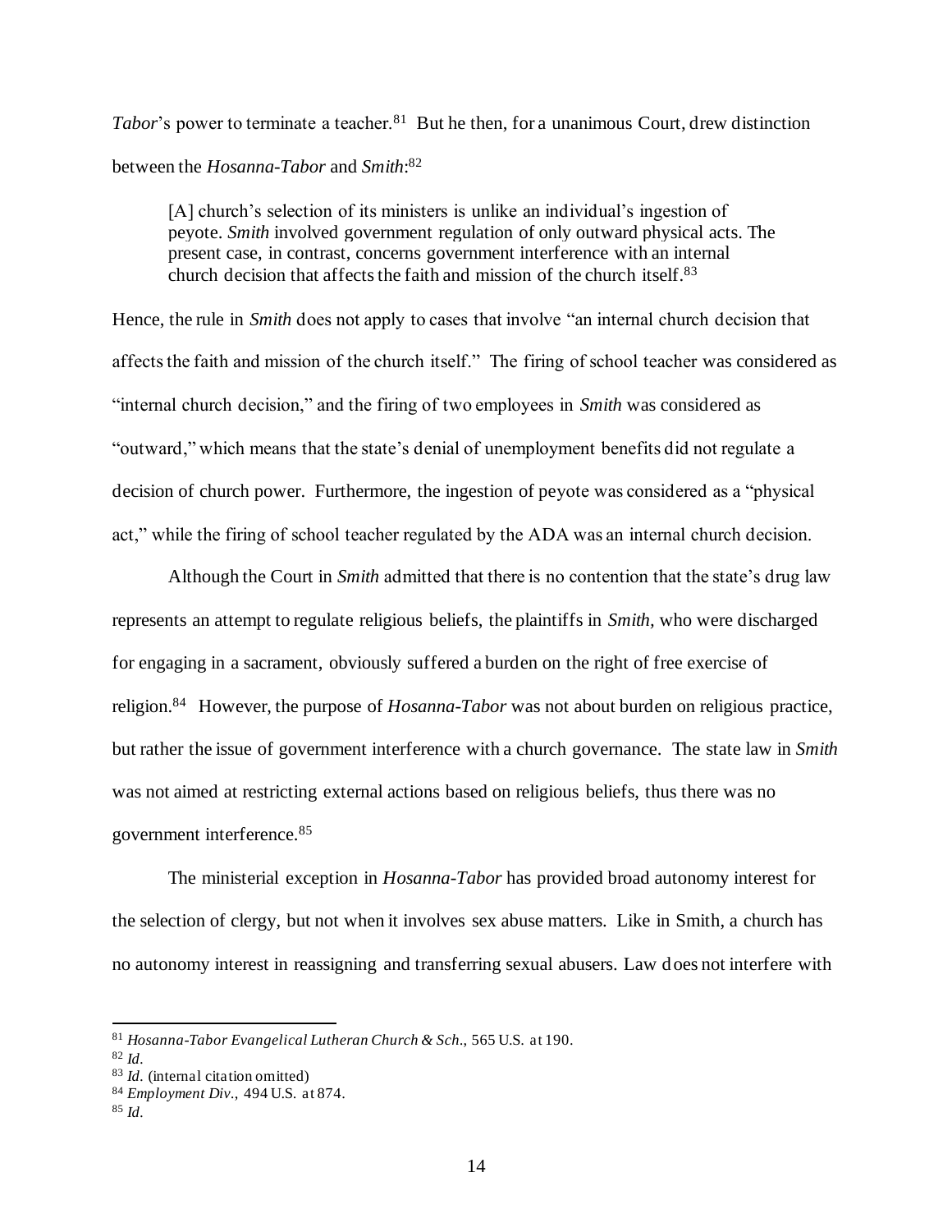*Tabor*'s power to terminate a teacher.[81] But he then, for a unanimous Court, drew distinction between the *Hosanna-Tabor* and *Smith*:[82]

> [A] church's selection of its ministers is unlike an individual's ingestion of peyote. *Smith* involved government regulation of only outward physical acts. The present case, in contrast, concerns government interference with an internal church decision that affects the faith and mission of the church itself.[83]

Hence, the rule in *Smith* does not apply to cases that involve "an internal church decision that affects the faith and mission of the church itself." The firing of school teacher was considered as "internal church decision," and the firing of two employees in *Smith* was considered as "outward," which means that the state's denial of unemployment benefits did not regulate a decision of church power. Furthermore, the ingestion of peyote was considered as a "physical act," while the firing of school teacher regulated by the ADA was an internal church decision.

Although the Court in *Smith* admitted that there is no contention that the state's drug law represents an attempt to regulate religious beliefs, the plaintiffs in *Smith*, who were discharged for engaging in a sacrament, obviously suffered a burden on the right of free exercise of religion.[84] However, the purpose of *Hosanna-Tabor* was not about burden on religious practice, but rather the issue of government interference with a church governance. The state law in *Smith* was not aimed at restricting external actions based on religious beliefs, thus there was no government interference.[85]

The ministerial exception in *Hosanna-Tabor* has provided broad autonomy interest for the selection of clergy, but not when it involves sex abuse matters. Like in Smith, a church has no autonomy interest in reassigning and transferring sexual abusers. Law does not interfere with

---

[81] *Hosanna-Tabor Evangelical Lutheran Church & Sch.*, 565 U.S. at 190.

[82] *Id.*

[83] *Id.* (internal citation omitted)

[84] *Employment Div.*, 494 U.S. at 874.

[85] *Id.*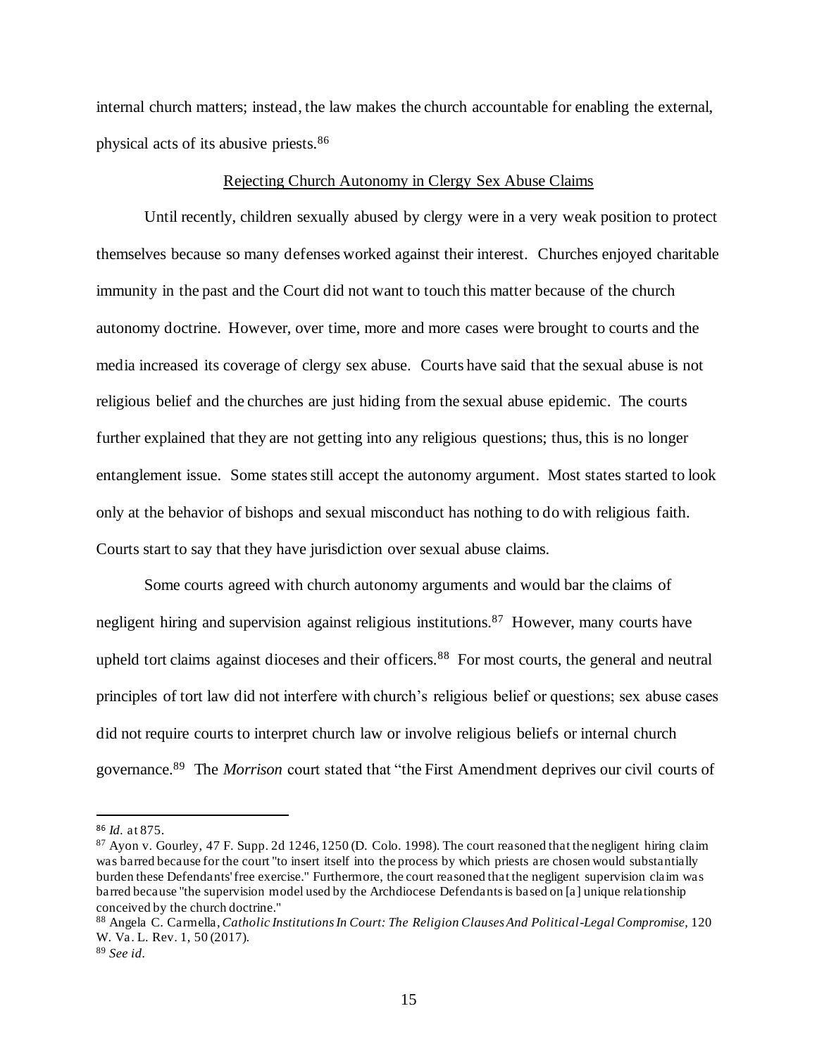internal church matters; instead, the law makes the church accountable for enabling the external, physical acts of its abusive priests.[86]

## Rejecting Church Autonomy in Clergy Sex Abuse Claims

Until recently, children sexually abused by clergy were in a very weak position to protect themselves because so many defenses worked against their interest. Churches enjoyed charitable immunity in the past and the Court did not want to touch this matter because of the church autonomy doctrine. However, over time, more and more cases were brought to courts and the media increased its coverage of clergy sex abuse. Courts have said that the sexual abuse is not religious belief and the churches are just hiding from the sexual abuse epidemic. The courts further explained that they are not getting into any religious questions; thus, this is no longer entanglement issue. Some states still accept the autonomy argument. Most states started to look only at the behavior of bishops and sexual misconduct has nothing to do with religious faith. Courts start to say that they have jurisdiction over sexual abuse claims.

Some courts agreed with church autonomy arguments and would bar the claims of negligent hiring and supervision against religious institutions.[87] However, many courts have upheld tort claims against dioceses and their officers.[88] For most courts, the general and neutral principles of tort law did not interfere with church's religious belief or questions; sex abuse cases did not require courts to interpret church law or involve religious beliefs or internal church governance.[89] The *Morrison* court stated that "the First Amendment deprives our civil courts of

---

[86] *Id.* at 875.

[87] Ayon v. Gourley, 47 F. Supp. 2d 1246, 1250 (D. Colo. 1998). The court reasoned that the negligent hiring claim was barred because for the court "to insert itself into the process by which priests are chosen would substantially burden these Defendants' free exercise." Furthermore, the court reasoned that the negligent supervision claim was barred because "the supervision model used by the Archdiocese Defendants is based on [a] unique relationship conceived by the church doctrine."

[88] Angela C. Carmella, *Catholic Institutions In Court: The Religion Clauses And Political-Legal Compromise,* 120 W. Va. L. Rev. 1, 50 (2017).

[89] *See id.*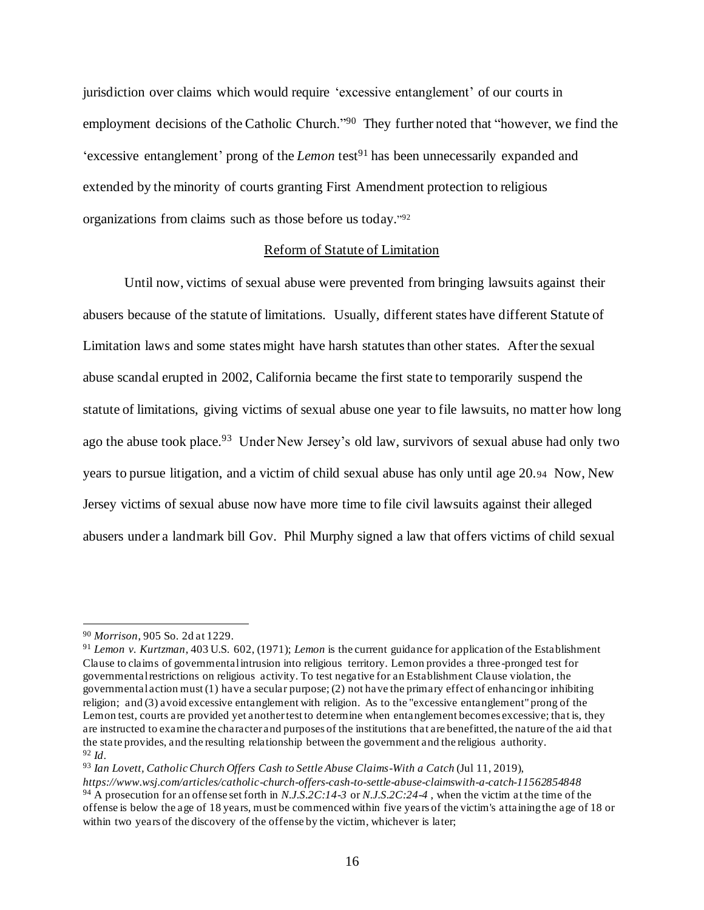jurisdiction over claims which would require 'excessive entanglement' of our courts in employment decisions of the Catholic Church."[90] They further noted that "however, we find the 'excessive entanglement' prong of the *Lemon* test[91] has been unnecessarily expanded and extended by the minority of courts granting First Amendment protection to religious organizations from claims such as those before us today."[92]

Reform of Statute of Limitation

Until now, victims of sexual abuse were prevented from bringing lawsuits against their abusers because of the statute of limitations. Usually, different states have different Statute of Limitation laws and some states might have harsh statutes than other states. After the sexual abuse scandal erupted in 2002, California became the first state to temporarily suspend the statute of limitations, giving victims of sexual abuse one year to file lawsuits, no matter how long ago the abuse took place.[93] Under New Jersey's old law, survivors of sexual abuse had only two years to pursue litigation, and a victim of child sexual abuse has only until age 20.[94] Now, New Jersey victims of sexual abuse now have more time to file civil lawsuits against their alleged abusers under a landmark bill Gov. Phil Murphy signed a law that offers victims of child sexual

---

[90] *Morrison*, 905 So. 2d at 1229.

[91] *Lemon v. Kurtzman*, 403 U.S. 602, (1971); *Lemon* is the current guidance for application of the Establishment Clause to claims of governmental intrusion into religious territory. Lemon provides a three-pronged test for governmental restrictions on religious activity. To test negative for an Establishment Clause violation, the governmental action must (1) have a secular purpose; (2) not have the primary effect of enhancing or inhibiting religion; and (3) avoid excessive entanglement with religion. As to the "excessive entanglement" prong of the Lemon test, courts are provided yet another test to determine when entanglement becomes excessive; that is, they are instructed to examine the character and purposes of the institutions that are benefitted, the nature of the aid that the state provides, and the resulting relationship between the government and the religious authority.

[92] *Id*.

[93] *Ian Lovett, Catholic Church Offers Cash to Settle Abuse Claims-With a Catch* (Jul 11, 2019), *https://www.wsj.com/articles/catholic-church-offers-cash-to-settle-abuse-claimswith-a-catch-11562854848*

[94] A prosecution for an offense set forth in *N.J.S.2C:14-3* or *N.J.S.2C:24-4* , when the victim at the time of the offense is below the age of 18 years, must be commenced within five years of the victim's attaining the age of 18 or within two years of the discovery of the offense by the victim, whichever is later;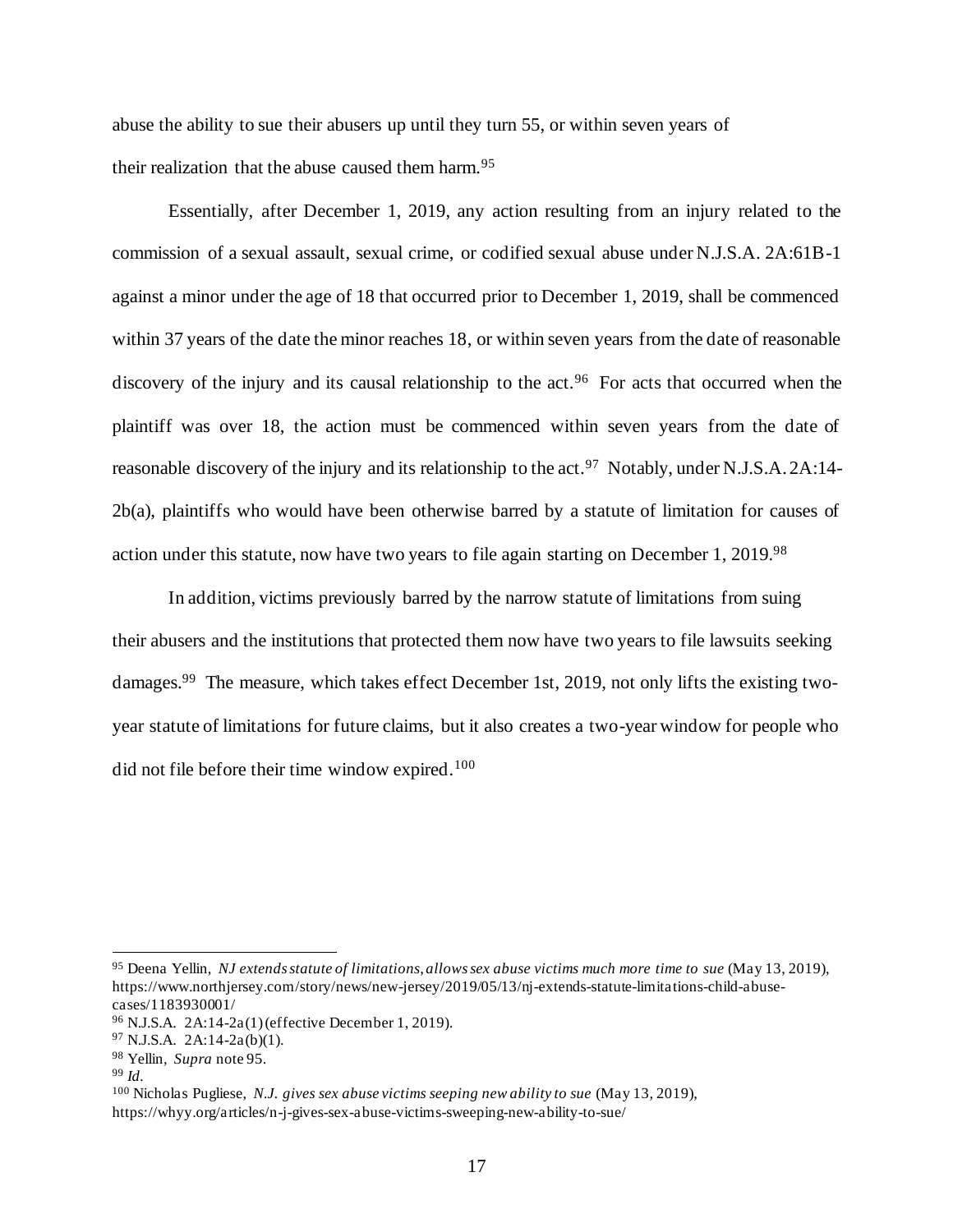abuse the ability to sue their abusers up until they turn 55, or within seven years of their realization that the abuse caused them harm.[95]

Essentially, after December 1, 2019, any action resulting from an injury related to the commission of a sexual assault, sexual crime, or codified sexual abuse under N.J.S.A. 2A:61B-1 against a minor under the age of 18 that occurred prior to December 1, 2019, shall be commenced within 37 years of the date the minor reaches 18, or within seven years from the date of reasonable discovery of the injury and its causal relationship to the act.[96] For acts that occurred when the plaintiff was over 18, the action must be commenced within seven years from the date of reasonable discovery of the injury and its relationship to the act.[97] Notably, under N.J.S.A. 2A:14-2b(a), plaintiffs who would have been otherwise barred by a statute of limitation for causes of action under this statute, now have two years to file again starting on December 1, 2019.[98]

In addition, victims previously barred by the narrow statute of limitations from suing their abusers and the institutions that protected them now have two years to file lawsuits seeking damages.[99] The measure, which takes effect December 1st, 2019, not only lifts the existing two-year statute of limitations for future claims, but it also creates a two-year window for people who did not file before their time window expired.[100]

---

[95] Deena Yellin, *NJ extends statute of limitations, allows sex abuse victims much more time to sue* (May 13, 2019), https://www.northjersey.com/story/news/new-jersey/2019/05/13/nj-extends-statute-limitations-child-abuse-cases/1183930001/

[96] N.J.S.A. 2A:14-2a(1) (effective December 1, 2019).

[97] N.J.S.A. 2A:14-2a(b)(1).

[98] Yellin, *Supra* note 95.

[99] *Id.*

[100] Nicholas Pugliese, *N.J. gives sex abuse victims seeping new ability to sue* (May 13, 2019), https://whyy.org/articles/n-j-gives-sex-abuse-victims-sweeping-new-ability-to-sue/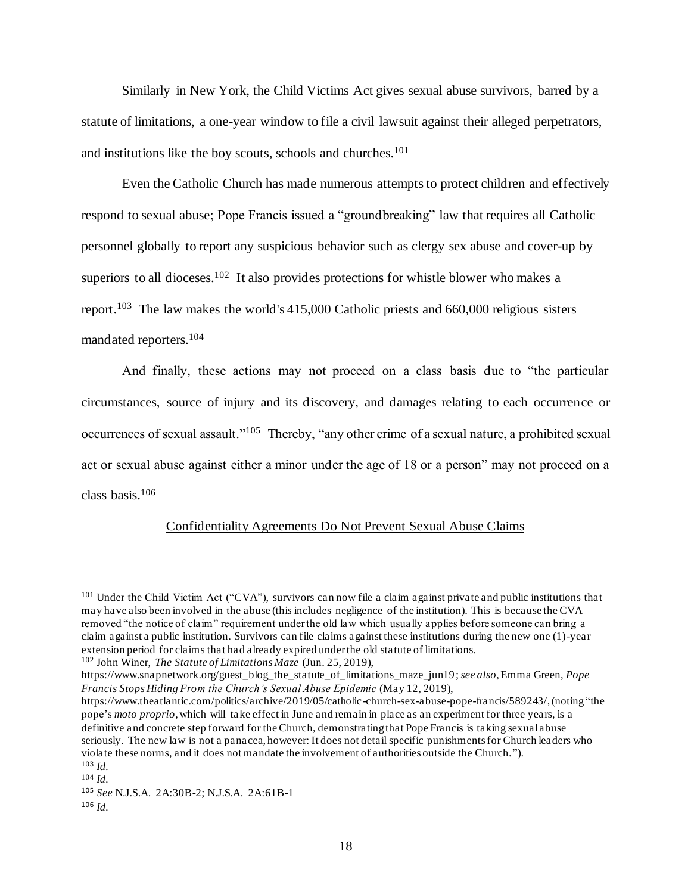Similarly in New York, the Child Victims Act gives sexual abuse survivors, barred by a statute of limitations, a one-year window to file a civil lawsuit against their alleged perpetrators, and institutions like the boy scouts, schools and churches.[101]

Even the Catholic Church has made numerous attempts to protect children and effectively respond to sexual abuse; Pope Francis issued a "groundbreaking" law that requires all Catholic personnel globally to report any suspicious behavior such as clergy sex abuse and cover-up by superiors to all dioceses.[102] It also provides protections for whistle blower who makes a report.[103] The law makes the world's 415,000 Catholic priests and 660,000 religious sisters mandated reporters.[104]

And finally, these actions may not proceed on a class basis due to "the particular circumstances, source of injury and its discovery, and damages relating to each occurrence or occurrences of sexual assault."[105] Thereby, "any other crime of a sexual nature, a prohibited sexual act or sexual abuse against either a minor under the age of 18 or a person" may not proceed on a class basis.[106]

<u>Confidentiality Agreements Do Not Prevent Sexual Abuse Claims</u>

---

[101] Under the Child Victim Act ("CVA"), survivors can now file a claim against private and public institutions that may have also been involved in the abuse (this includes negligence of the institution). This is because the CVA removed "the notice of claim" requirement under the old law which usually applies before someone can bring a claim against a public institution. Survivors can file claims against these institutions during the new one (1)-year extension period for claims that had already expired under the old statute of limitations.

[102] John Winer, *The Statute of Limitations Maze* (Jun. 25, 2019), https://www.snapnetwork.org/guest_blog_the_statute_of_limitations_maze_jun19; *see also*, Emma Green, *Pope Francis Stops Hiding From the Church's Sexual Abuse Epidemic* (May 12, 2019), https://www.theatlantic.com/politics/archive/2019/05/catholic-church-sex-abuse-pope-francis/589243/, (noting "the pope's *moto proprio*, which will take effect in June and remain in place as an experiment for three years, is a definitive and concrete step forward for the Church, demonstrating that Pope Francis is taking sexual abuse seriously. The new law is not a panacea, however: It does not detail specific punishments for Church leaders who violate these norms, and it does not mandate the involvement of authorities outside the Church.").

[103] *Id.*

[104] *Id.*

[105] *See* N.J.S.A. 2A:30B-2; N.J.S.A. 2A:61B-1

[106] *Id.*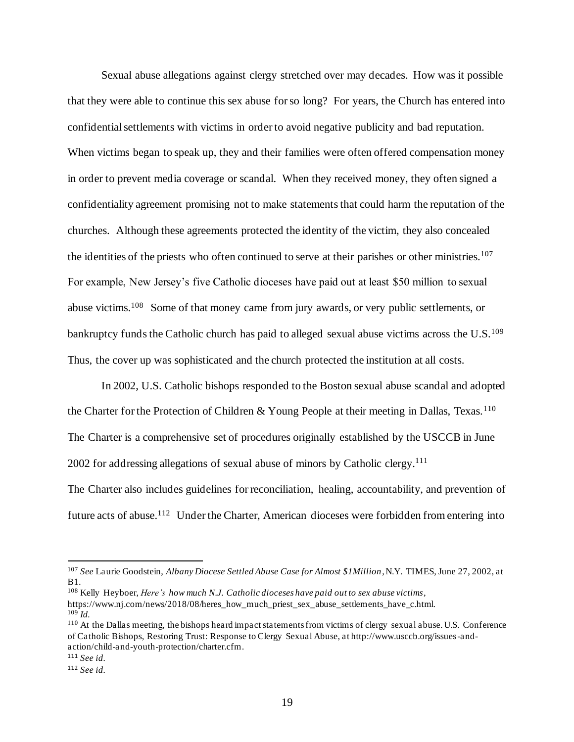Sexual abuse allegations against clergy stretched over may decades. How was it possible that they were able to continue this sex abuse for so long? For years, the Church has entered into confidential settlements with victims in order to avoid negative publicity and bad reputation. When victims began to speak up, they and their families were often offered compensation money in order to prevent media coverage or scandal. When they received money, they often signed a confidentiality agreement promising not to make statements that could harm the reputation of the churches. Although these agreements protected the identity of the victim, they also concealed the identities of the priests who often continued to serve at their parishes or other ministries.[107] For example, New Jersey's five Catholic dioceses have paid out at least \$50 million to sexual abuse victims.[108] Some of that money came from jury awards, or very public settlements, or bankruptcy funds the Catholic church has paid to alleged sexual abuse victims across the U.S.[109] Thus, the cover up was sophisticated and the church protected the institution at all costs.

In 2002, U.S. Catholic bishops responded to the Boston sexual abuse scandal and adopted the Charter for the Protection of Children & Young People at their meeting in Dallas, Texas.[110] The Charter is a comprehensive set of procedures originally established by the USCCB in June 2002 for addressing allegations of sexual abuse of minors by Catholic clergy.[111]

The Charter also includes guidelines for reconciliation, healing, accountability, and prevention of future acts of abuse.[112] Under the Charter, American dioceses were forbidden from entering into

---

[107] *See* Laurie Goodstein, *Albany Diocese Settled Abuse Case for Almost \$1Million*, N.Y. TIMES, June 27, 2002, at B1.

[108] Kelly Heyboer, *Here's how much N.J. Catholic dioceses have paid out to sex abuse victims*, https://www.nj.com/news/2018/08/heres_how_much_priest_sex_abuse_settlements_have_c.html.

[109] *Id.*

[110] At the Dallas meeting, the bishops heard impact statements from victims of clergy sexual abuse. U.S. Conference of Catholic Bishops, Restoring Trust: Response to Clergy Sexual Abuse, at http://www.usccb.org/issues-and-action/child-and-youth-protection/charter.cfm.

[111] *See id.*

[112] *See id.*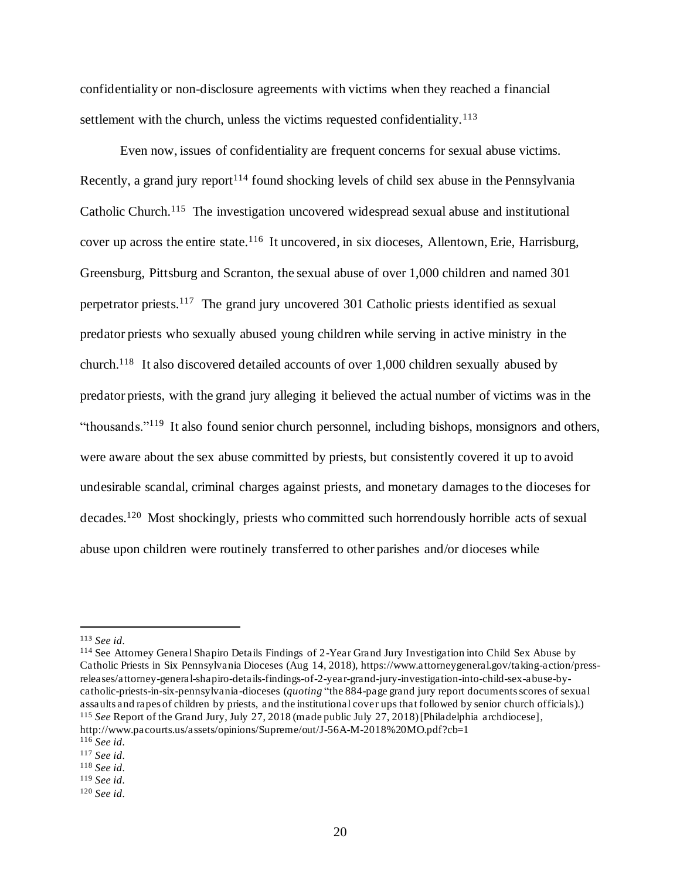confidentiality or non-disclosure agreements with victims when they reached a financial settlement with the church, unless the victims requested confidentiality.[113]

Even now, issues of confidentiality are frequent concerns for sexual abuse victims. Recently, a grand jury report[114] found shocking levels of child sex abuse in the Pennsylvania Catholic Church.[115] The investigation uncovered widespread sexual abuse and institutional cover up across the entire state.[116] It uncovered, in six dioceses, Allentown, Erie, Harrisburg, Greensburg, Pittsburg and Scranton, the sexual abuse of over 1,000 children and named 301 perpetrator priests.[117] The grand jury uncovered 301 Catholic priests identified as sexual predator priests who sexually abused young children while serving in active ministry in the church.[118] It also discovered detailed accounts of over 1,000 children sexually abused by predator priests, with the grand jury alleging it believed the actual number of victims was in the "thousands."[119] It also found senior church personnel, including bishops, monsignors and others, were aware about the sex abuse committed by priests, but consistently covered it up to avoid undesirable scandal, criminal charges against priests, and monetary damages to the dioceses for decades.[120] Most shockingly, priests who committed such horrendously horrible acts of sexual abuse upon children were routinely transferred to other parishes and/or dioceses while

---

[113] *See id.*

[114] See Attorney General Shapiro Details Findings of 2-Year Grand Jury Investigation into Child Sex Abuse by Catholic Priests in Six Pennsylvania Dioceses (Aug 14, 2018), https://www.attorneygeneral.gov/taking-action/press-releases/attorney-general-shapiro-details-findings-of-2-year-grand-jury-investigation-into-child-sex-abuse-by-catholic-priests-in-six-pennsylvania-dioceses (*quoting* "the 884-page grand jury report documents scores of sexual assaults and rapes of children by priests, and the institutional cover ups that followed by senior church officials).)

[115] *See* Report of the Grand Jury, July 27, 2018 (made public July 27, 2018) [Philadelphia archdiocese], http://www.pacourts.us/assets/opinions/Supreme/out/J-56A-M-2018%20MO.pdf?cb=1

[116] *See id.*

[117] *See id.*

[118] *See id.*

[119] *See id.*

[120] *See id.*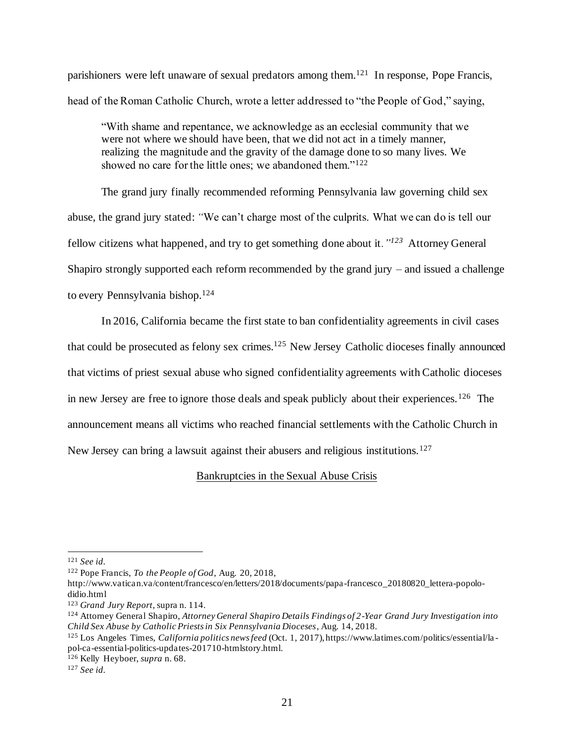parishioners were left unaware of sexual predators among them.[121] In response, Pope Francis, head of the Roman Catholic Church, wrote a letter addressed to "the People of God," saying,

> "With shame and repentance, we acknowledge as an ecclesial community that we were not where we should have been, that we did not act in a timely manner, realizing the magnitude and the gravity of the damage done to so many lives. We showed no care for the little ones; we abandoned them."[122]

The grand jury finally recommended reforming Pennsylvania law governing child sex abuse, the grand jury stated: *"We can't charge most of the culprits. What we can do is tell our fellow citizens what happened, and try to get something done about it."*[123] Attorney General Shapiro strongly supported each reform recommended by the grand jury – and issued a challenge to every Pennsylvania bishop.[124]

In 2016, California became the first state to ban confidentiality agreements in civil cases that could be prosecuted as felony sex crimes.[125] New Jersey Catholic dioceses finally announced that victims of priest sexual abuse who signed confidentiality agreements with Catholic dioceses in new Jersey are free to ignore those deals and speak publicly about their experiences.[126] The announcement means all victims who reached financial settlements with the Catholic Church in New Jersey can bring a lawsuit against their abusers and religious institutions.[127]

<u>Bankruptcies in the Sexual Abuse Crisis</u>

---

[121] *See id.*

[122] Pope Francis, *To the People of God*, Aug. 20, 2018, http://www.vatican.va/content/francesco/en/letters/2018/documents/papa-francesco_20180820_lettera-popolo-didio.html

[123] *Grand Jury Report*, supra n. 114.

[124] Attorney General Shapiro, *Attorney General Shapiro Details Findings of 2-Year Grand Jury Investigation into Child Sex Abuse by Catholic Priests in Six Pennsylvania Dioceses*, Aug. 14, 2018.

[125] Los Angeles Times, *California politics news feed* (Oct. 1, 2017), https://www.latimes.com/politics/essential/la-pol-ca-essential-politics-updates-201710-htmlstory.html.

[126] Kelly Heyboer, *supra* n. 68.

[127] *See id.*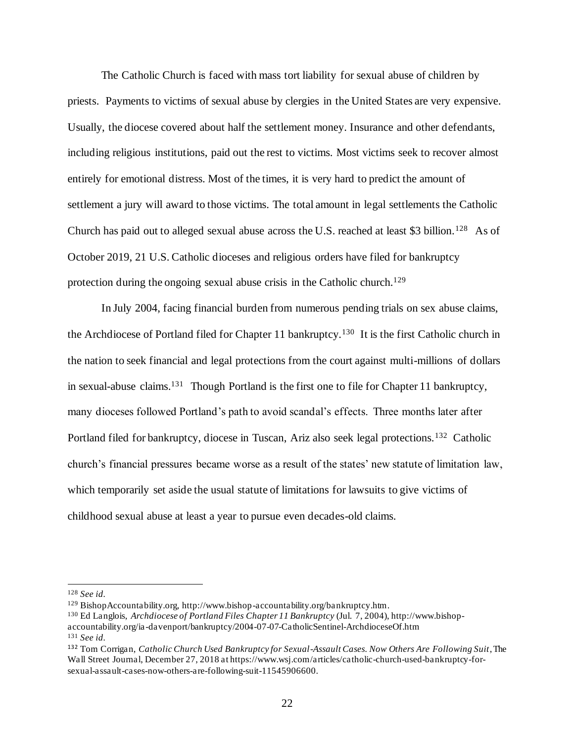The Catholic Church is faced with mass tort liability for sexual abuse of children by priests. Payments to victims of sexual abuse by clergies in the United States are very expensive. Usually, the diocese covered about half the settlement money. Insurance and other defendants, including religious institutions, paid out the rest to victims. Most victims seek to recover almost entirely for emotional distress. Most of the times, it is very hard to predict the amount of settlement a jury will award to those victims. The total amount in legal settlements the Catholic Church has paid out to alleged sexual abuse across the U.S. reached at least $3 billion.[128] As of October 2019, 21 U.S. Catholic dioceses and religious orders have filed for bankruptcy protection during the ongoing sexual abuse crisis in the Catholic church.[129]

In July 2004, facing financial burden from numerous pending trials on sex abuse claims, the Archdiocese of Portland filed for Chapter 11 bankruptcy.[130] It is the first Catholic church in the nation to seek financial and legal protections from the court against multi-millions of dollars in sexual-abuse claims.[131] Though Portland is the first one to file for Chapter 11 bankruptcy, many dioceses followed Portland's path to avoid scandal's effects. Three months later after Portland filed for bankruptcy, diocese in Tuscan, Ariz also seek legal protections.[132] Catholic church's financial pressures became worse as a result of the states' new statute of limitation law, which temporarily set aside the usual statute of limitations for lawsuits to give victims of childhood sexual abuse at least a year to pursue even decades-old claims.

---

[128] *See id.*

[129] BishopAccountability.org, http://www.bishop-accountability.org/bankruptcy.htm.

[130] Ed Langlois, *Archdiocese of Portland Files Chapter 11 Bankruptcy* (Jul. 7, 2004), http://www.bishop-accountability.org/ia-davenport/bankruptcy/2004-07-07-CatholicSentinel-ArchdioceseOf.htm

[131] *See id.*

[132] Tom Corrigan, *Catholic Church Used Bankruptcy for Sexual-Assault Cases. Now Others Are Following Suit*, The Wall Street Journal, December 27, 2018 at https://www.wsj.com/articles/catholic-church-used-bankruptcy-for-sexual-assault-cases-now-others-are-following-suit-11545906600.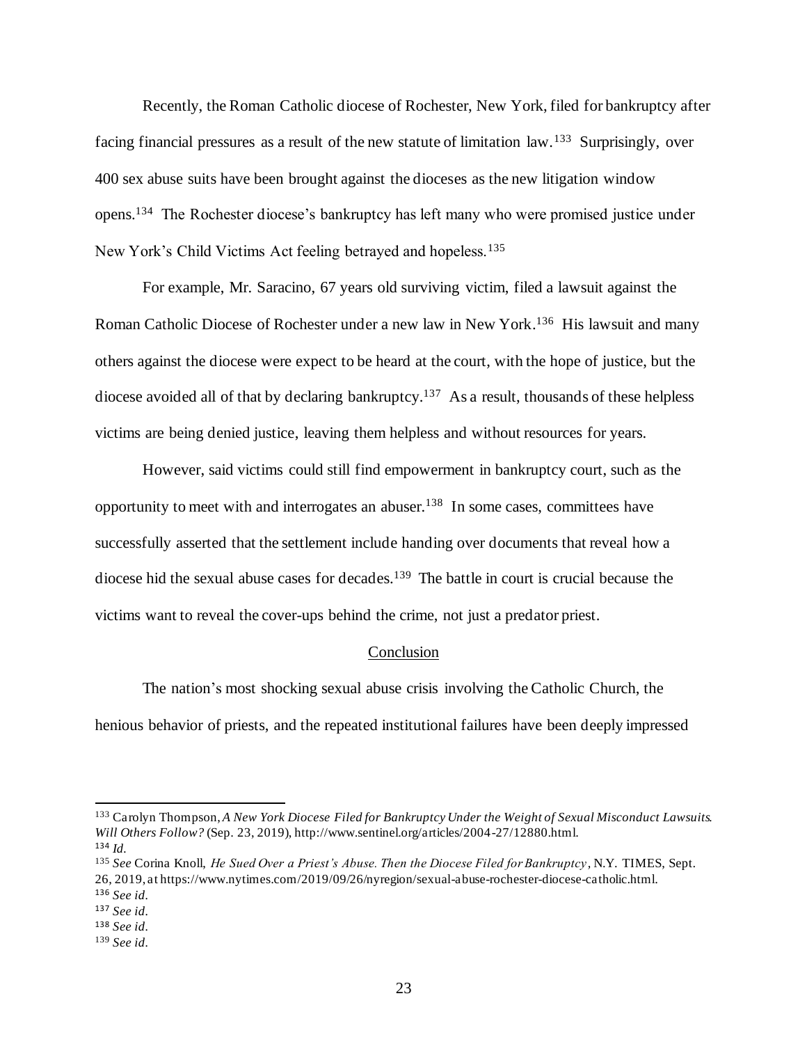Recently, the Roman Catholic diocese of Rochester, New York, filed for bankruptcy after facing financial pressures as a result of the new statute of limitation law.[133] Surprisingly, over 400 sex abuse suits have been brought against the dioceses as the new litigation window opens.[134] The Rochester diocese's bankruptcy has left many who were promised justice under New York's Child Victims Act feeling betrayed and hopeless.[135]

For example, Mr. Saracino, 67 years old surviving victim, filed a lawsuit against the Roman Catholic Diocese of Rochester under a new law in New York.[136] His lawsuit and many others against the diocese were expect to be heard at the court, with the hope of justice, but the diocese avoided all of that by declaring bankruptcy.[137] As a result, thousands of these helpless victims are being denied justice, leaving them helpless and without resources for years.

However, said victims could still find empowerment in bankruptcy court, such as the opportunity to meet with and interrogates an abuser.[138] In some cases, committees have successfully asserted that the settlement include handing over documents that reveal how a diocese hid the sexual abuse cases for decades.[139] The battle in court is crucial because the victims want to reveal the cover-ups behind the crime, not just a predator priest.

## Conclusion

The nation's most shocking sexual abuse crisis involving the Catholic Church, the henious behavior of priests, and the repeated institutional failures have been deeply impressed

---

[133] Carolyn Thompson, *A New York Diocese Filed for Bankruptcy Under the Weight of Sexual Misconduct Lawsuits. Will Others Follow?* (Sep. 23, 2019), http://www.sentinel.org/articles/2004-27/12880.html.

[134] *Id.*

[135] *See* Corina Knoll, *He Sued Over a Priest's Abuse. Then the Diocese Filed for Bankruptcy*, N.Y. TIMES, Sept. 26, 2019, at https://www.nytimes.com/2019/09/26/nyregion/sexual-abuse-rochester-diocese-catholic.html.

[136] *See id.*

[137] *See id.*

[138] *See id.*

[139] *See id.*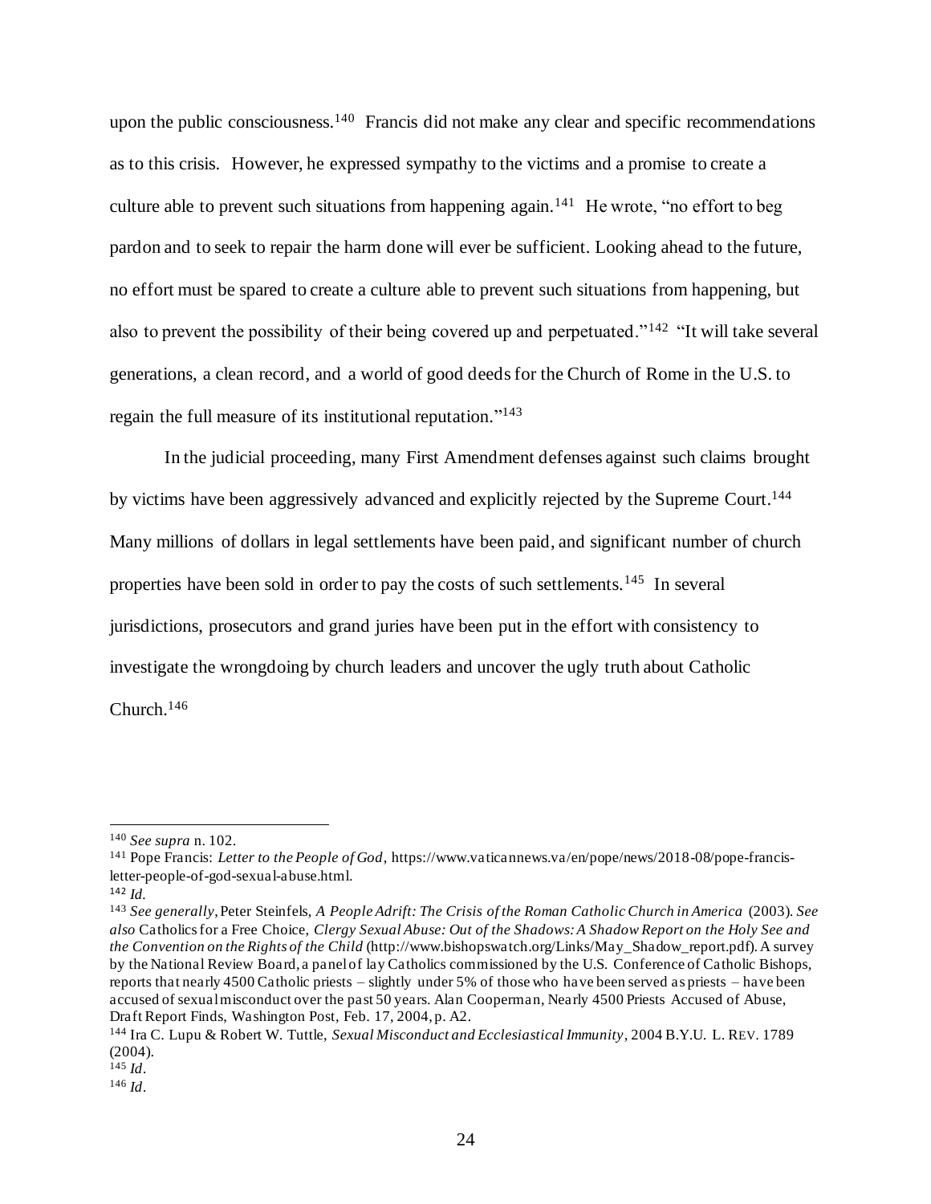upon the public consciousness.[140] Francis did not make any clear and specific recommendations as to this crisis. However, he expressed sympathy to the victims and a promise to create a culture able to prevent such situations from happening again.[141] He wrote, "no effort to beg pardon and to seek to repair the harm done will ever be sufficient. Looking ahead to the future, no effort must be spared to create a culture able to prevent such situations from happening, but also to prevent the possibility of their being covered up and perpetuated."[142] "It will take several generations, a clean record, and a world of good deeds for the Church of Rome in the U.S. to regain the full measure of its institutional reputation."[143]

In the judicial proceeding, many First Amendment defenses against such claims brought by victims have been aggressively advanced and explicitly rejected by the Supreme Court.[144] Many millions of dollars in legal settlements have been paid, and significant number of church properties have been sold in order to pay the costs of such settlements.[145] In several jurisdictions, prosecutors and grand juries have been put in the effort with consistency to investigate the wrongdoing by church leaders and uncover the ugly truth about Catholic Church.[146]

---

[140] *See supra* n. 102.

[141] Pope Francis: *Letter to the People of God*, https://www.vaticannews.va/en/pope/news/2018-08/pope-francis-letter-people-of-god-sexual-abuse.html.

[142] *Id.*

[143] *See generally*, Peter Steinfels, *A People Adrift: The Crisis of the Roman Catholic Church in America* (2003). *See also* Catholics for a Free Choice, *Clergy Sexual Abuse: Out of the Shadows: A Shadow Report on the Holy See and the Convention on the Rights of the Child* (http://www.bishopswatch.org/Links/May_Shadow_report.pdf). A survey by the National Review Board, a panel of lay Catholics commissioned by the U.S. Conference of Catholic Bishops, reports that nearly 4500 Catholic priests – slightly under 5% of those who have been served as priests – have been accused of sexual misconduct over the past 50 years. Alan Cooperman, Nearly 4500 Priests Accused of Abuse, Draft Report Finds, Washington Post, Feb. 17, 2004, p. A2.

[144] Ira C. Lupu & Robert W. Tuttle, *Sexual Misconduct and Ecclesiastical Immunity*, 2004 B.Y.U. L. REV. 1789 (2004).

[145] *Id.*

[146] *Id.*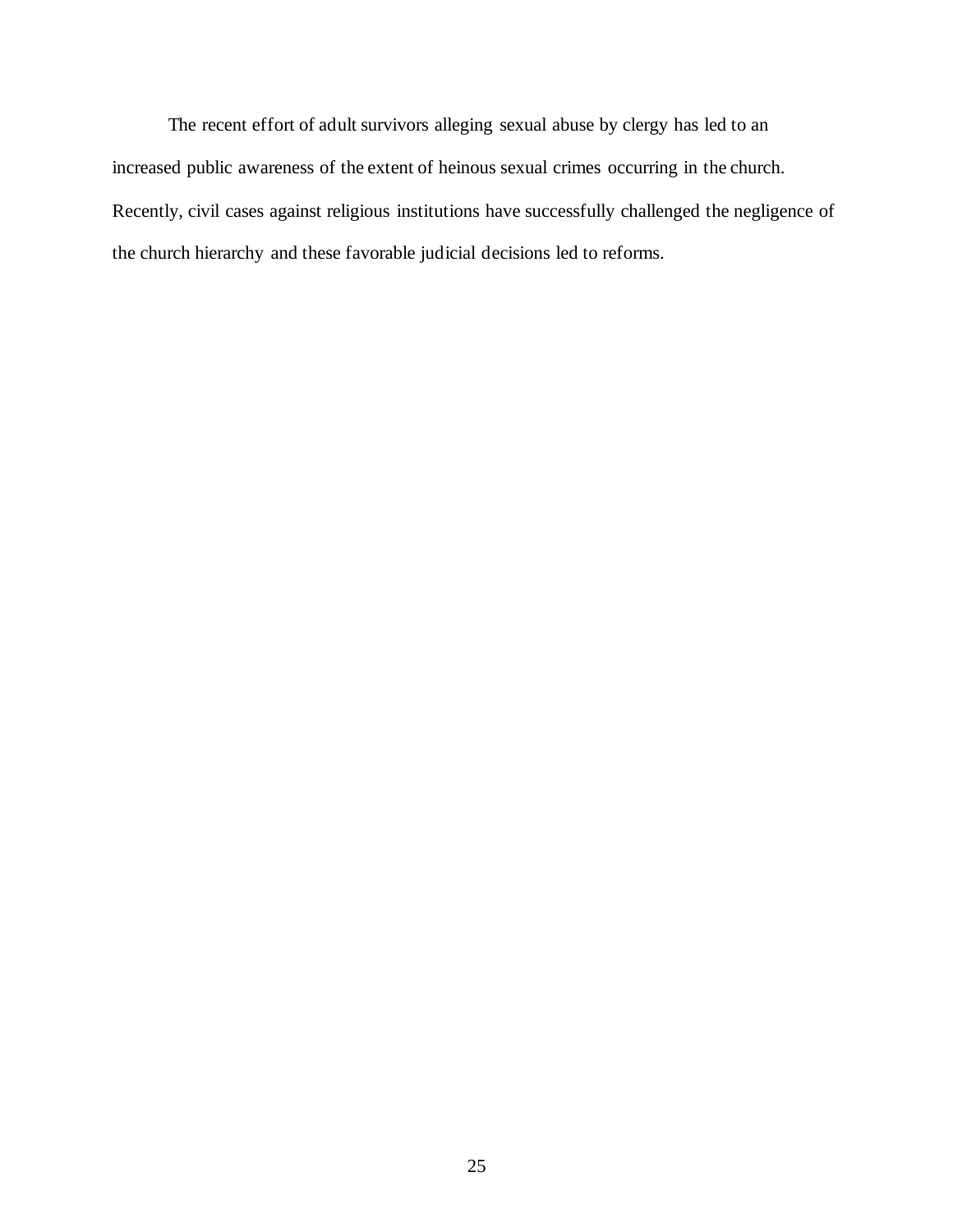The recent effort of adult survivors alleging sexual abuse by clergy has led to an increased public awareness of the extent of heinous sexual crimes occurring in the church. Recently, civil cases against religious institutions have successfully challenged the negligence of the church hierarchy and these favorable judicial decisions led to reforms.